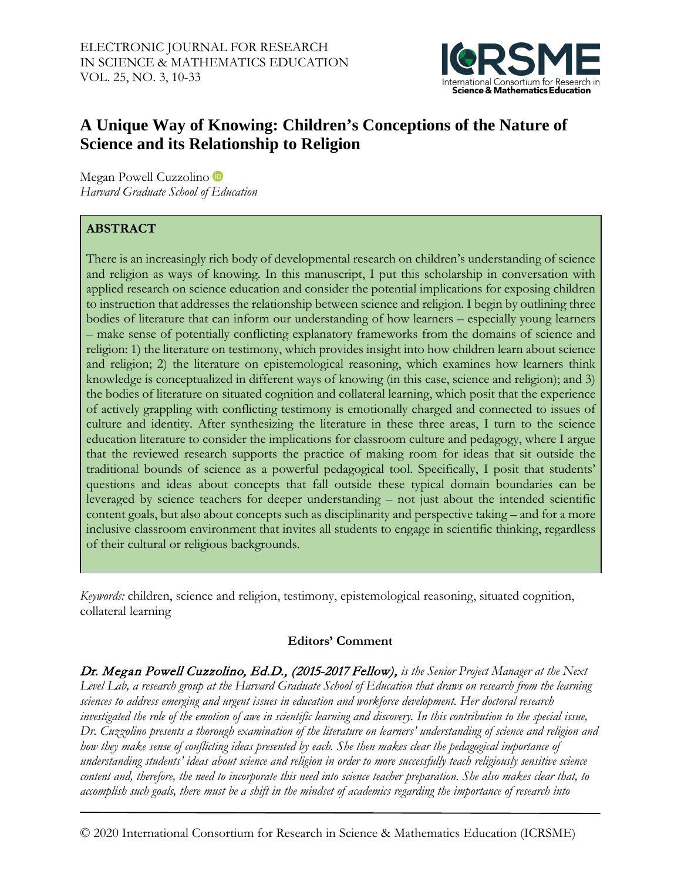# A Unique Way of Knowing: Children's Conceptions of the Nature of Science and its Relationship to Religion

Megan Powell Cuzzolino
*Harvard Graduate School of Education*

## ABSTRACT

There is an increasingly rich body of developmental research on children's understanding of science and religion as ways of knowing. In this manuscript, I put this scholarship in conversation with applied research on science education and consider the potential implications for exposing children to instruction that addresses the relationship between science and religion. I begin by outlining three bodies of literature that can inform our understanding of how learners – especially young learners – make sense of potentially conflicting explanatory frameworks from the domains of science and religion: 1) the literature on testimony, which provides insight into how children learn about science and religion; 2) the literature on epistemological reasoning, which examines how learners think knowledge is conceptualized in different ways of knowing (in this case, science and religion); and 3) the bodies of literature on situated cognition and collateral learning, which posit that the experience of actively grappling with conflicting testimony is emotionally charged and connected to issues of culture and identity. After synthesizing the literature in these three areas, I turn to the science education literature to consider the implications for classroom culture and pedagogy, where I argue that the reviewed research supports the practice of making room for ideas that sit outside the traditional bounds of science as a powerful pedagogical tool. Specifically, I posit that students' questions and ideas about concepts that fall outside these typical domain boundaries can be leveraged by science teachers for deeper understanding – not just about the intended scientific content goals, but also about concepts such as disciplinarity and perspective taking – and for a more inclusive classroom environment that invites all students to engage in scientific thinking, regardless of their cultural or religious backgrounds.

*Keywords:* children, science and religion, testimony, epistemological reasoning, situated cognition, collateral learning

**Editors' Comment**

***Dr. Megan Powell Cuzzolino, Ed.D., (2015-2017 Fellow),*** *is the Senior Project Manager at the Next Level Lab, a research group at the Harvard Graduate School of Education that draws on research from the learning sciences to address emerging and urgent issues in education and workforce development. Her doctoral research investigated the role of the emotion of awe in scientific learning and discovery. In this contribution to the special issue, Dr. Cuzzolino presents a thorough examination of the literature on learners' understanding of science and religion and how they make sense of conflicting ideas presented by each. She then makes clear the pedagogical importance of understanding students' ideas about science and religion in order to more successfully teach religiously sensitive science content and, therefore, the need to incorporate this need into science teacher preparation. She also makes clear that, to accomplish such goals, there must be a shift in the mindset of academics regarding the importance of research into*

© 2020 International Consortium for Research in Science & Mathematics Education (ICRSME)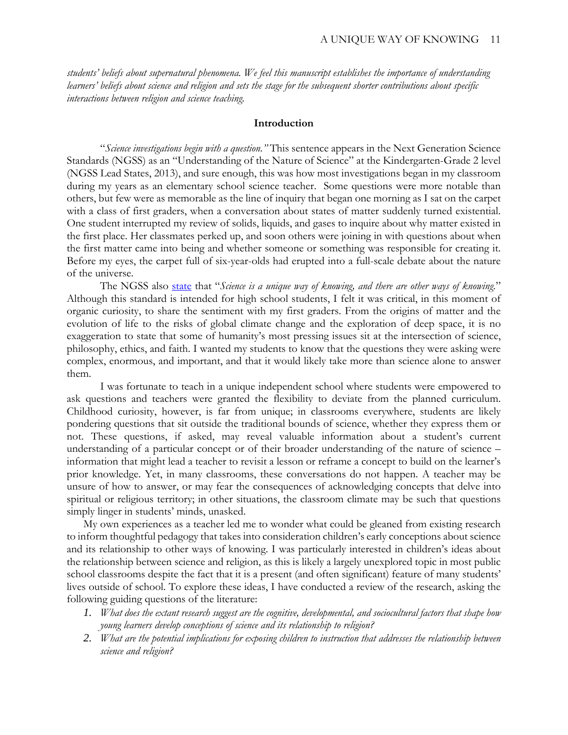*students' beliefs about supernatural phenomena. We feel this manuscript establishes the importance of understanding learners' beliefs about science and religion and sets the stage for the subsequent shorter contributions about specific interactions between religion and science teaching.*

## Introduction

"*Science investigations begin with a question."* This sentence appears in the Next Generation Science Standards (NGSS) as an "Understanding of the Nature of Science" at the Kindergarten-Grade 2 level (NGSS Lead States, 2013), and sure enough, this was how most investigations began in my classroom during my years as an elementary school science teacher. Some questions were more notable than others, but few were as memorable as the line of inquiry that began one morning as I sat on the carpet with a class of first graders, when a conversation about states of matter suddenly turned existential. One student interrupted my review of solids, liquids, and gases to inquire about why matter existed in the first place. Her classmates perked up, and soon others were joining in with questions about when the first matter came into being and whether someone or something was responsible for creating it. Before my eyes, the carpet full of six-year-olds had erupted into a full-scale debate about the nature of the universe.

The NGSS also state that "*Science is a unique way of knowing, and there are other ways of knowing*." Although this standard is intended for high school students, I felt it was critical, in this moment of organic curiosity, to share the sentiment with my first graders. From the origins of matter and the evolution of life to the risks of global climate change and the exploration of deep space, it is no exaggeration to state that some of humanity's most pressing issues sit at the intersection of science, philosophy, ethics, and faith. I wanted my students to know that the questions they were asking were complex, enormous, and important, and that it would likely take more than science alone to answer them.

I was fortunate to teach in a unique independent school where students were empowered to ask questions and teachers were granted the flexibility to deviate from the planned curriculum. Childhood curiosity, however, is far from unique; in classrooms everywhere, students are likely pondering questions that sit outside the traditional bounds of science, whether they express them or not. These questions, if asked, may reveal valuable information about a student's current understanding of a particular concept or of their broader understanding of the nature of science – information that might lead a teacher to revisit a lesson or reframe a concept to build on the learner's prior knowledge. Yet, in many classrooms, these conversations do not happen. A teacher may be unsure of how to answer, or may fear the consequences of acknowledging concepts that delve into spiritual or religious territory; in other situations, the classroom climate may be such that questions simply linger in students' minds, unasked.

My own experiences as a teacher led me to wonder what could be gleaned from existing research to inform thoughtful pedagogy that takes into consideration children's early conceptions about science and its relationship to other ways of knowing. I was particularly interested in children's ideas about the relationship between science and religion, as this is likely a largely unexplored topic in most public school classrooms despite the fact that it is a present (and often significant) feature of many students' lives outside of school. To explore these ideas, I have conducted a review of the research, asking the following guiding questions of the literature:

1. *What does the extant research suggest are the cognitive, developmental, and sociocultural factors that shape how young learners develop conceptions of science and its relationship to religion?*
2. *What are the potential implications for exposing children to instruction that addresses the relationship between science and religion?*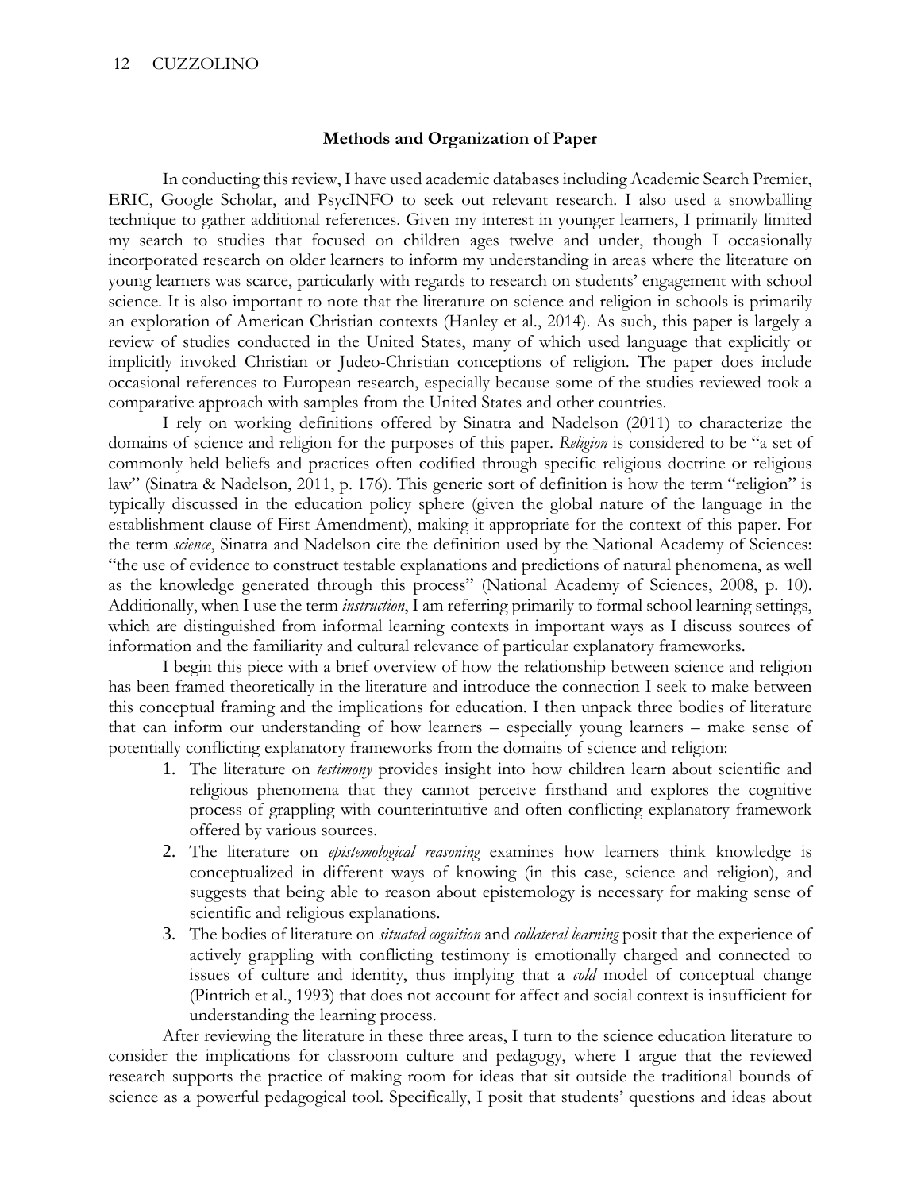## Methods and Organization of Paper

In conducting this review, I have used academic databases including Academic Search Premier, ERIC, Google Scholar, and PsycINFO to seek out relevant research. I also used a snowballing technique to gather additional references. Given my interest in younger learners, I primarily limited my search to studies that focused on children ages twelve and under, though I occasionally incorporated research on older learners to inform my understanding in areas where the literature on young learners was scarce, particularly with regards to research on students' engagement with school science. It is also important to note that the literature on science and religion in schools is primarily an exploration of American Christian contexts (Hanley et al., 2014). As such, this paper is largely a review of studies conducted in the United States, many of which used language that explicitly or implicitly invoked Christian or Judeo-Christian conceptions of religion. The paper does include occasional references to European research, especially because some of the studies reviewed took a comparative approach with samples from the United States and other countries.

I rely on working definitions offered by Sinatra and Nadelson (2011) to characterize the domains of science and religion for the purposes of this paper. *Religion* is considered to be "a set of commonly held beliefs and practices often codified through specific religious doctrine or religious law" (Sinatra & Nadelson, 2011, p. 176). This generic sort of definition is how the term "religion" is typically discussed in the education policy sphere (given the global nature of the language in the establishment clause of First Amendment), making it appropriate for the context of this paper. For the term *science*, Sinatra and Nadelson cite the definition used by the National Academy of Sciences: "the use of evidence to construct testable explanations and predictions of natural phenomena, as well as the knowledge generated through this process" (National Academy of Sciences, 2008, p. 10). Additionally, when I use the term *instruction*, I am referring primarily to formal school learning settings, which are distinguished from informal learning contexts in important ways as I discuss sources of information and the familiarity and cultural relevance of particular explanatory frameworks.

I begin this piece with a brief overview of how the relationship between science and religion has been framed theoretically in the literature and introduce the connection I seek to make between this conceptual framing and the implications for education. I then unpack three bodies of literature that can inform our understanding of how learners – especially young learners – make sense of potentially conflicting explanatory frameworks from the domains of science and religion:

1. The literature on *testimony* provides insight into how children learn about scientific and religious phenomena that they cannot perceive firsthand and explores the cognitive process of grappling with counterintuitive and often conflicting explanatory framework offered by various sources.
2. The literature on *epistemological reasoning* examines how learners think knowledge is conceptualized in different ways of knowing (in this case, science and religion), and suggests that being able to reason about epistemology is necessary for making sense of scientific and religious explanations.
3. The bodies of literature on *situated cognition* and *collateral learning* posit that the experience of actively grappling with conflicting testimony is emotionally charged and connected to issues of culture and identity, thus implying that a *cold* model of conceptual change (Pintrich et al., 1993) that does not account for affect and social context is insufficient for understanding the learning process.

After reviewing the literature in these three areas, I turn to the science education literature to consider the implications for classroom culture and pedagogy, where I argue that the reviewed research supports the practice of making room for ideas that sit outside the traditional bounds of science as a powerful pedagogical tool. Specifically, I posit that students' questions and ideas about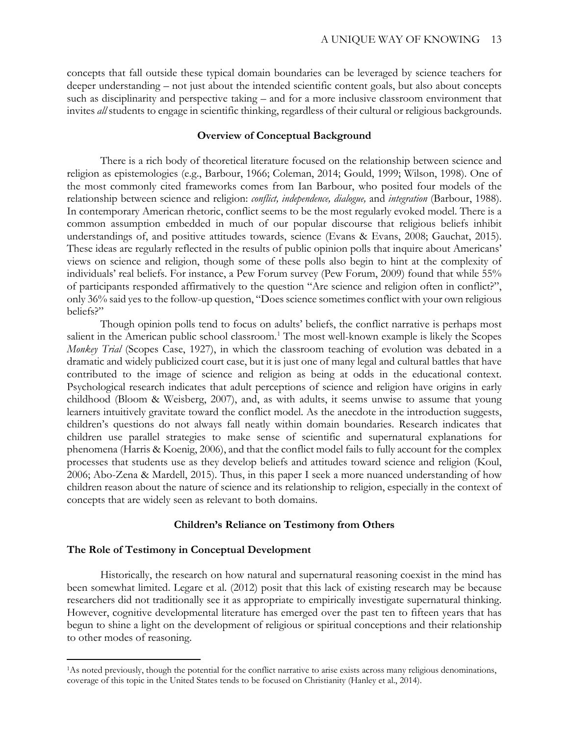concepts that fall outside these typical domain boundaries can be leveraged by science teachers for deeper understanding – not just about the intended scientific content goals, but also about concepts such as disciplinarity and perspective taking – and for a more inclusive classroom environment that invites *all* students to engage in scientific thinking, regardless of their cultural or religious backgrounds.

## Overview of Conceptual Background

There is a rich body of theoretical literature focused on the relationship between science and religion as epistemologies (e.g., Barbour, 1966; Coleman, 2014; Gould, 1999; Wilson, 1998). One of the most commonly cited frameworks comes from Ian Barbour, who posited four models of the relationship between science and religion: *conflict, independence, dialogue,* and *integration* (Barbour, 1988). In contemporary American rhetoric, conflict seems to be the most regularly evoked model. There is a common assumption embedded in much of our popular discourse that religious beliefs inhibit understandings of, and positive attitudes towards, science (Evans & Evans, 2008; Gauchat, 2015). These ideas are regularly reflected in the results of public opinion polls that inquire about Americans' views on science and religion, though some of these polls also begin to hint at the complexity of individuals' real beliefs. For instance, a Pew Forum survey (Pew Forum, 2009) found that while 55% of participants responded affirmatively to the question "Are science and religion often in conflict?", only 36% said yes to the follow-up question, "Does science sometimes conflict with your own religious beliefs?"

Though opinion polls tend to focus on adults' beliefs, the conflict narrative is perhaps most salient in the American public school classroom.[1] The most well-known example is likely the Scopes *Monkey Trial* (Scopes Case, 1927), in which the classroom teaching of evolution was debated in a dramatic and widely publicized court case, but it is just one of many legal and cultural battles that have contributed to the image of science and religion as being at odds in the educational context. Psychological research indicates that adult perceptions of science and religion have origins in early childhood (Bloom & Weisberg, 2007), and, as with adults, it seems unwise to assume that young learners intuitively gravitate toward the conflict model. As the anecdote in the introduction suggests, children's questions do not always fall neatly within domain boundaries. Research indicates that children use parallel strategies to make sense of scientific and supernatural explanations for phenomena (Harris & Koenig, 2006), and that the conflict model fails to fully account for the complex processes that students use as they develop beliefs and attitudes toward science and religion (Koul, 2006; Abo-Zena & Mardell, 2015). Thus, in this paper I seek a more nuanced understanding of how children reason about the nature of science and its relationship to religion, especially in the context of concepts that are widely seen as relevant to both domains.

## Children's Reliance on Testimony from Others

### The Role of Testimony in Conceptual Development

Historically, the research on how natural and supernatural reasoning coexist in the mind has been somewhat limited. Legare et al. (2012) posit that this lack of existing research may be because researchers did not traditionally see it as appropriate to empirically investigate supernatural thinking. However, cognitive developmental literature has emerged over the past ten to fifteen years that has begun to shine a light on the development of religious or spiritual conceptions and their relationship to other modes of reasoning.

---

[1]As noted previously, though the potential for the conflict narrative to arise exists across many religious denominations, coverage of this topic in the United States tends to be focused on Christianity (Hanley et al., 2014).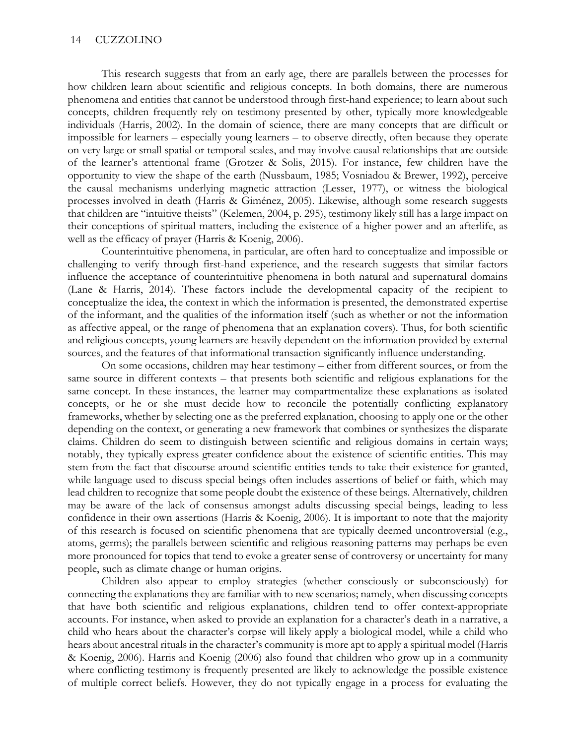This research suggests that from an early age, there are parallels between the processes for how children learn about scientific and religious concepts. In both domains, there are numerous phenomena and entities that cannot be understood through first-hand experience; to learn about such concepts, children frequently rely on testimony presented by other, typically more knowledgeable individuals (Harris, 2002). In the domain of science, there are many concepts that are difficult or impossible for learners – especially young learners – to observe directly, often because they operate on very large or small spatial or temporal scales, and may involve causal relationships that are outside of the learner's attentional frame (Grotzer & Solis, 2015). For instance, few children have the opportunity to view the shape of the earth (Nussbaum, 1985; Vosniadou & Brewer, 1992), perceive the causal mechanisms underlying magnetic attraction (Lesser, 1977), or witness the biological processes involved in death (Harris & Giménez, 2005). Likewise, although some research suggests that children are "intuitive theists" (Kelemen, 2004, p. 295), testimony likely still has a large impact on their conceptions of spiritual matters, including the existence of a higher power and an afterlife, as well as the efficacy of prayer (Harris & Koenig, 2006).

Counterintuitive phenomena, in particular, are often hard to conceptualize and impossible or challenging to verify through first-hand experience, and the research suggests that similar factors influence the acceptance of counterintuitive phenomena in both natural and supernatural domains (Lane & Harris, 2014). These factors include the developmental capacity of the recipient to conceptualize the idea, the context in which the information is presented, the demonstrated expertise of the informant, and the qualities of the information itself (such as whether or not the information as affective appeal, or the range of phenomena that an explanation covers). Thus, for both scientific and religious concepts, young learners are heavily dependent on the information provided by external sources, and the features of that informational transaction significantly influence understanding.

On some occasions, children may hear testimony – either from different sources, or from the same source in different contexts – that presents both scientific and religious explanations for the same concept. In these instances, the learner may compartmentalize these explanations as isolated concepts, or he or she must decide how to reconcile the potentially conflicting explanatory frameworks, whether by selecting one as the preferred explanation, choosing to apply one or the other depending on the context, or generating a new framework that combines or synthesizes the disparate claims. Children do seem to distinguish between scientific and religious domains in certain ways; notably, they typically express greater confidence about the existence of scientific entities. This may stem from the fact that discourse around scientific entities tends to take their existence for granted, while language used to discuss special beings often includes assertions of belief or faith, which may lead children to recognize that some people doubt the existence of these beings. Alternatively, children may be aware of the lack of consensus amongst adults discussing special beings, leading to less confidence in their own assertions (Harris & Koenig, 2006). It is important to note that the majority of this research is focused on scientific phenomena that are typically deemed uncontroversial (e.g., atoms, germs); the parallels between scientific and religious reasoning patterns may perhaps be even more pronounced for topics that tend to evoke a greater sense of controversy or uncertainty for many people, such as climate change or human origins.

Children also appear to employ strategies (whether consciously or subconsciously) for connecting the explanations they are familiar with to new scenarios; namely, when discussing concepts that have both scientific and religious explanations, children tend to offer context-appropriate accounts. For instance, when asked to provide an explanation for a character's death in a narrative, a child who hears about the character's corpse will likely apply a biological model, while a child who hears about ancestral rituals in the character's community is more apt to apply a spiritual model (Harris & Koenig, 2006). Harris and Koenig (2006) also found that children who grow up in a community where conflicting testimony is frequently presented are likely to acknowledge the possible existence of multiple correct beliefs. However, they do not typically engage in a process for evaluating the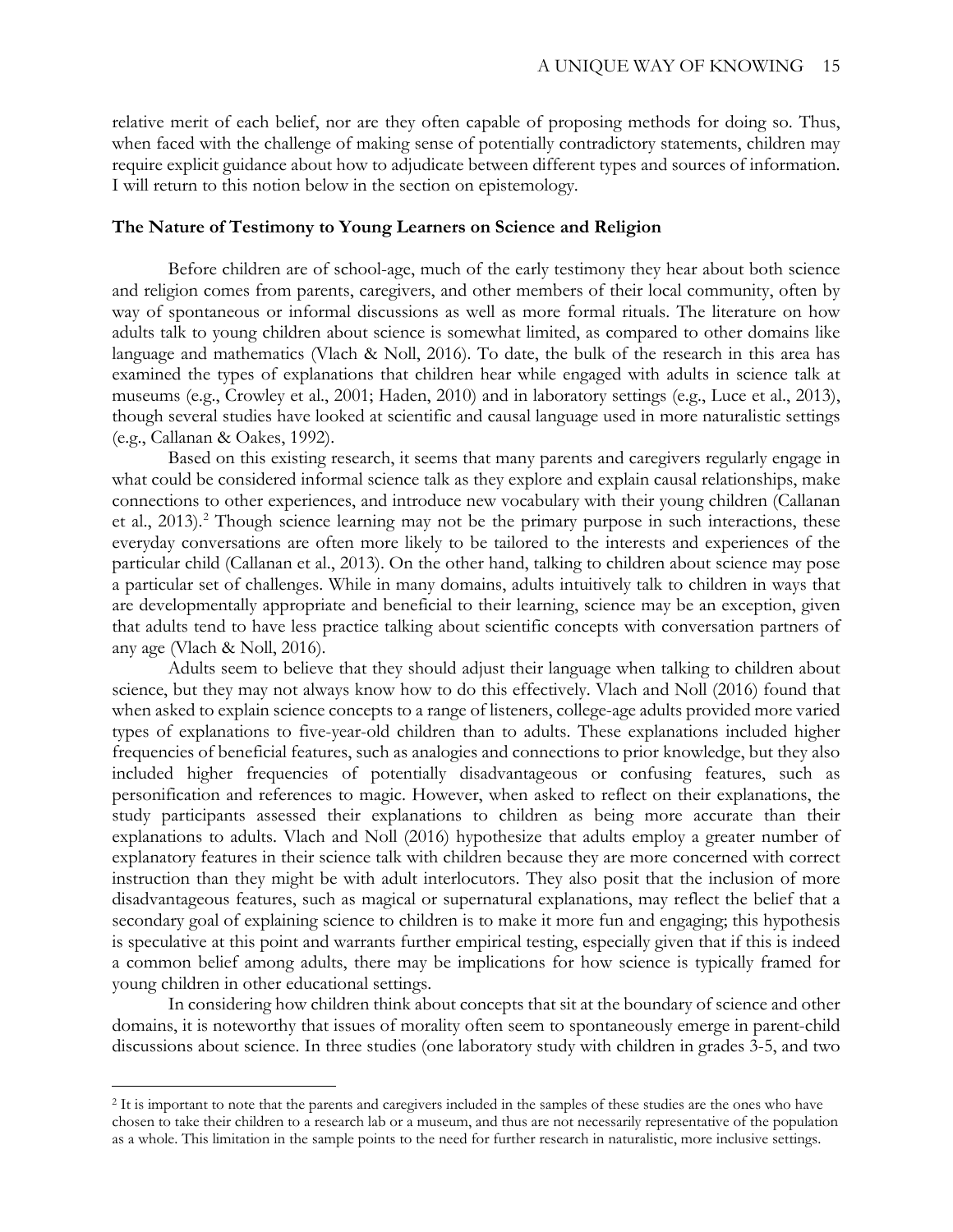relative merit of each belief, nor are they often capable of proposing methods for doing so. Thus, when faced with the challenge of making sense of potentially contradictory statements, children may require explicit guidance about how to adjudicate between different types and sources of information. I will return to this notion below in the section on epistemology.

**The Nature of Testimony to Young Learners on Science and Religion**

Before children are of school-age, much of the early testimony they hear about both science and religion comes from parents, caregivers, and other members of their local community, often by way of spontaneous or informal discussions as well as more formal rituals. The literature on how adults talk to young children about science is somewhat limited, as compared to other domains like language and mathematics (Vlach & Noll, 2016). To date, the bulk of the research in this area has examined the types of explanations that children hear while engaged with adults in science talk at museums (e.g., Crowley et al., 2001; Haden, 2010) and in laboratory settings (e.g., Luce et al., 2013), though several studies have looked at scientific and causal language used in more naturalistic settings (e.g., Callanan & Oakes, 1992).

Based on this existing research, it seems that many parents and caregivers regularly engage in what could be considered informal science talk as they explore and explain causal relationships, make connections to other experiences, and introduce new vocabulary with their young children (Callanan et al., 2013).[2] Though science learning may not be the primary purpose in such interactions, these everyday conversations are often more likely to be tailored to the interests and experiences of the particular child (Callanan et al., 2013). On the other hand, talking to children about science may pose a particular set of challenges. While in many domains, adults intuitively talk to children in ways that are developmentally appropriate and beneficial to their learning, science may be an exception, given that adults tend to have less practice talking about scientific concepts with conversation partners of any age (Vlach & Noll, 2016).

Adults seem to believe that they should adjust their language when talking to children about science, but they may not always know how to do this effectively. Vlach and Noll (2016) found that when asked to explain science concepts to a range of listeners, college-age adults provided more varied types of explanations to five-year-old children than to adults. These explanations included higher frequencies of beneficial features, such as analogies and connections to prior knowledge, but they also included higher frequencies of potentially disadvantageous or confusing features, such as personification and references to magic. However, when asked to reflect on their explanations, the study participants assessed their explanations to children as being more accurate than their explanations to adults. Vlach and Noll (2016) hypothesize that adults employ a greater number of explanatory features in their science talk with children because they are more concerned with correct instruction than they might be with adult interlocutors. They also posit that the inclusion of more disadvantageous features, such as magical or supernatural explanations, may reflect the belief that a secondary goal of explaining science to children is to make it more fun and engaging; this hypothesis is speculative at this point and warrants further empirical testing, especially given that if this is indeed a common belief among adults, there may be implications for how science is typically framed for young children in other educational settings.

In considering how children think about concepts that sit at the boundary of science and other domains, it is noteworthy that issues of morality often seem to spontaneously emerge in parent-child discussions about science. In three studies (one laboratory study with children in grades 3-5, and two

[2] It is important to note that the parents and caregivers included in the samples of these studies are the ones who have chosen to take their children to a research lab or a museum, and thus are not necessarily representative of the population as a whole. This limitation in the sample points to the need for further research in naturalistic, more inclusive settings.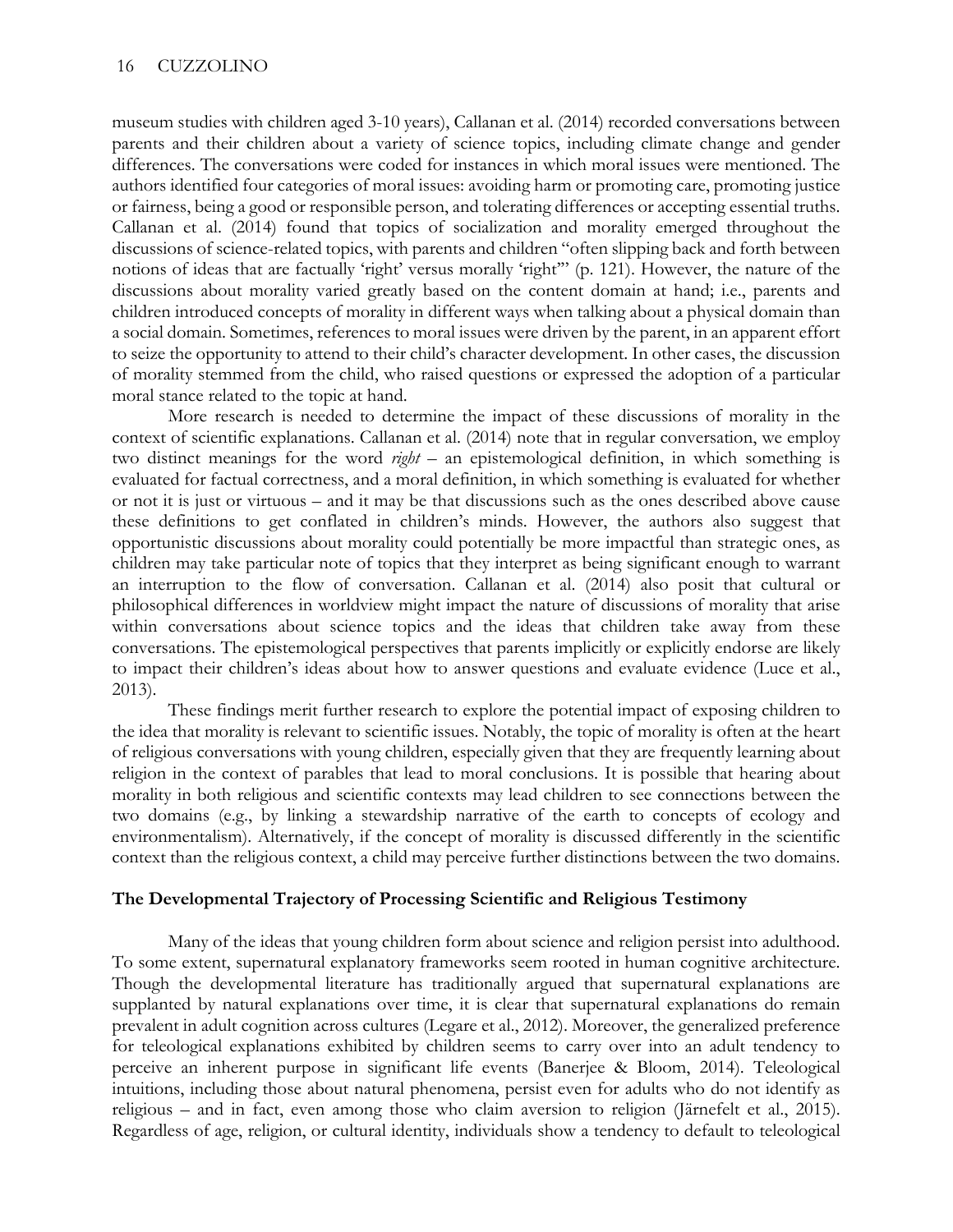museum studies with children aged 3-10 years), Callanan et al. (2014) recorded conversations between parents and their children about a variety of science topics, including climate change and gender differences. The conversations were coded for instances in which moral issues were mentioned. The authors identified four categories of moral issues: avoiding harm or promoting care, promoting justice or fairness, being a good or responsible person, and tolerating differences or accepting essential truths. Callanan et al. (2014) found that topics of socialization and morality emerged throughout the discussions of science-related topics, with parents and children "often slipping back and forth between notions of ideas that are factually 'right' versus morally 'right'" (p. 121). However, the nature of the discussions about morality varied greatly based on the content domain at hand; i.e., parents and children introduced concepts of morality in different ways when talking about a physical domain than a social domain. Sometimes, references to moral issues were driven by the parent, in an apparent effort to seize the opportunity to attend to their child's character development. In other cases, the discussion of morality stemmed from the child, who raised questions or expressed the adoption of a particular moral stance related to the topic at hand.

More research is needed to determine the impact of these discussions of morality in the context of scientific explanations. Callanan et al. (2014) note that in regular conversation, we employ two distinct meanings for the word *right* – an epistemological definition, in which something is evaluated for factual correctness, and a moral definition, in which something is evaluated for whether or not it is just or virtuous – and it may be that discussions such as the ones described above cause these definitions to get conflated in children's minds. However, the authors also suggest that opportunistic discussions about morality could potentially be more impactful than strategic ones, as children may take particular note of topics that they interpret as being significant enough to warrant an interruption to the flow of conversation. Callanan et al. (2014) also posit that cultural or philosophical differences in worldview might impact the nature of discussions of morality that arise within conversations about science topics and the ideas that children take away from these conversations. The epistemological perspectives that parents implicitly or explicitly endorse are likely to impact their children's ideas about how to answer questions and evaluate evidence (Luce et al., 2013).

These findings merit further research to explore the potential impact of exposing children to the idea that morality is relevant to scientific issues. Notably, the topic of morality is often at the heart of religious conversations with young children, especially given that they are frequently learning about religion in the context of parables that lead to moral conclusions. It is possible that hearing about morality in both religious and scientific contexts may lead children to see connections between the two domains (e.g., by linking a stewardship narrative of the earth to concepts of ecology and environmentalism). Alternatively, if the concept of morality is discussed differently in the scientific context than the religious context, a child may perceive further distinctions between the two domains.

## The Developmental Trajectory of Processing Scientific and Religious Testimony

Many of the ideas that young children form about science and religion persist into adulthood. To some extent, supernatural explanatory frameworks seem rooted in human cognitive architecture. Though the developmental literature has traditionally argued that supernatural explanations are supplanted by natural explanations over time, it is clear that supernatural explanations do remain prevalent in adult cognition across cultures (Legare et al., 2012). Moreover, the generalized preference for teleological explanations exhibited by children seems to carry over into an adult tendency to perceive an inherent purpose in significant life events (Banerjee & Bloom, 2014). Teleological intuitions, including those about natural phenomena, persist even for adults who do not identify as religious – and in fact, even among those who claim aversion to religion (Järnefelt et al., 2015). Regardless of age, religion, or cultural identity, individuals show a tendency to default to teleological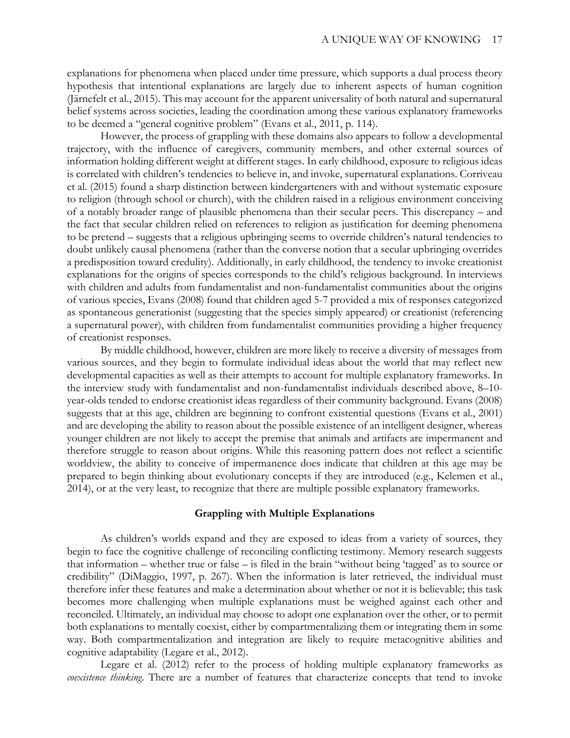explanations for phenomena when placed under time pressure, which supports a dual process theory hypothesis that intentional explanations are largely due to inherent aspects of human cognition (Järnefelt et al., 2015). This may account for the apparent universality of both natural and supernatural belief systems across societies, leading the coordination among these various explanatory frameworks to be deemed a "general cognitive problem" (Evans et al., 2011, p. 114).

However, the process of grappling with these domains also appears to follow a developmental trajectory, with the influence of caregivers, community members, and other external sources of information holding different weight at different stages. In early childhood, exposure to religious ideas is correlated with children's tendencies to believe in, and invoke, supernatural explanations. Corriveau et al. (2015) found a sharp distinction between kindergarteners with and without systematic exposure to religion (through school or church), with the children raised in a religious environment conceiving of a notably broader range of plausible phenomena than their secular peers. This discrepancy – and the fact that secular children relied on references to religion as justification for deeming phenomena to be pretend – suggests that a religious upbringing seems to override children's natural tendencies to doubt unlikely causal phenomena (rather than the converse notion that a secular upbringing overrides a predisposition toward credulity). Additionally, in early childhood, the tendency to invoke creationist explanations for the origins of species corresponds to the child's religious background. In interviews with children and adults from fundamentalist and non-fundamentalist communities about the origins of various species, Evans (2008) found that children aged 5-7 provided a mix of responses categorized as spontaneous generationist (suggesting that the species simply appeared) or creationist (referencing a supernatural power), with children from fundamentalist communities providing a higher frequency of creationist responses.

By middle childhood, however, children are more likely to receive a diversity of messages from various sources, and they begin to formulate individual ideas about the world that may reflect new developmental capacities as well as their attempts to account for multiple explanatory frameworks. In the interview study with fundamentalist and non-fundamentalist individuals described above, 8–10-year-olds tended to endorse creationist ideas regardless of their community background. Evans (2008) suggests that at this age, children are beginning to confront existential questions (Evans et al., 2001) and are developing the ability to reason about the possible existence of an intelligent designer, whereas younger children are not likely to accept the premise that animals and artifacts are impermanent and therefore struggle to reason about origins. While this reasoning pattern does not reflect a scientific worldview, the ability to conceive of impermanence does indicate that children at this age may be prepared to begin thinking about evolutionary concepts if they are introduced (e.g., Kelemen et al., 2014), or at the very least, to recognize that there are multiple possible explanatory frameworks.

## Grappling with Multiple Explanations

As children's worlds expand and they are exposed to ideas from a variety of sources, they begin to face the cognitive challenge of reconciling conflicting testimony. Memory research suggests that information – whether true or false – is filed in the brain "without being 'tagged' as to source or credibility" (DiMaggio, 1997, p. 267). When the information is later retrieved, the individual must therefore infer these features and make a determination about whether or not it is believable; this task becomes more challenging when multiple explanations must be weighed against each other and reconciled. Ultimately, an individual may choose to adopt one explanation over the other, or to permit both explanations to mentally coexist, either by compartmentalizing them or integrating them in some way. Both compartmentalization and integration are likely to require metacognitive abilities and cognitive adaptability (Legare et al., 2012).

Legare et al. (2012) refer to the process of holding multiple explanatory frameworks as *coexistence thinking*. There are a number of features that characterize concepts that tend to invoke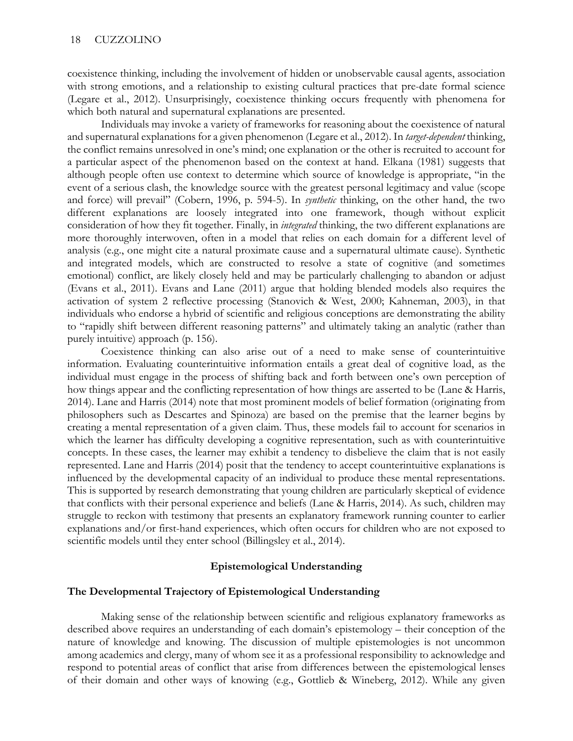coexistence thinking, including the involvement of hidden or unobservable causal agents, association with strong emotions, and a relationship to existing cultural practices that pre-date formal science (Legare et al., 2012). Unsurprisingly, coexistence thinking occurs frequently with phenomena for which both natural and supernatural explanations are presented.

Individuals may invoke a variety of frameworks for reasoning about the coexistence of natural and supernatural explanations for a given phenomenon (Legare et al., 2012). In *target-dependent* thinking, the conflict remains unresolved in one's mind; one explanation or the other is recruited to account for a particular aspect of the phenomenon based on the context at hand. Elkana (1981) suggests that although people often use context to determine which source of knowledge is appropriate, "in the event of a serious clash, the knowledge source with the greatest personal legitimacy and value (scope and force) will prevail" (Cobern, 1996, p. 594-5). In *synthetic* thinking, on the other hand, the two different explanations are loosely integrated into one framework, though without explicit consideration of how they fit together. Finally, in *integrated* thinking, the two different explanations are more thoroughly interwoven, often in a model that relies on each domain for a different level of analysis (e.g., one might cite a natural proximate cause and a supernatural ultimate cause). Synthetic and integrated models, which are constructed to resolve a state of cognitive (and sometimes emotional) conflict, are likely closely held and may be particularly challenging to abandon or adjust (Evans et al., 2011). Evans and Lane (2011) argue that holding blended models also requires the activation of system 2 reflective processing (Stanovich & West, 2000; Kahneman, 2003), in that individuals who endorse a hybrid of scientific and religious conceptions are demonstrating the ability to "rapidly shift between different reasoning patterns" and ultimately taking an analytic (rather than purely intuitive) approach (p. 156).

Coexistence thinking can also arise out of a need to make sense of counterintuitive information. Evaluating counterintuitive information entails a great deal of cognitive load, as the individual must engage in the process of shifting back and forth between one's own perception of how things appear and the conflicting representation of how things are asserted to be (Lane & Harris, 2014). Lane and Harris (2014) note that most prominent models of belief formation (originating from philosophers such as Descartes and Spinoza) are based on the premise that the learner begins by creating a mental representation of a given claim. Thus, these models fail to account for scenarios in which the learner has difficulty developing a cognitive representation, such as with counterintuitive concepts. In these cases, the learner may exhibit a tendency to disbelieve the claim that is not easily represented. Lane and Harris (2014) posit that the tendency to accept counterintuitive explanations is influenced by the developmental capacity of an individual to produce these mental representations. This is supported by research demonstrating that young children are particularly skeptical of evidence that conflicts with their personal experience and beliefs (Lane & Harris, 2014). As such, children may struggle to reckon with testimony that presents an explanatory framework running counter to earlier explanations and/or first-hand experiences, which often occurs for children who are not exposed to scientific models until they enter school (Billingsley et al., 2014).

## Epistemological Understanding

### The Developmental Trajectory of Epistemological Understanding

Making sense of the relationship between scientific and religious explanatory frameworks as described above requires an understanding of each domain's epistemology – their conception of the nature of knowledge and knowing. The discussion of multiple epistemologies is not uncommon among academics and clergy, many of whom see it as a professional responsibility to acknowledge and respond to potential areas of conflict that arise from differences between the epistemological lenses of their domain and other ways of knowing (e.g., Gottlieb & Wineberg, 2012). While any given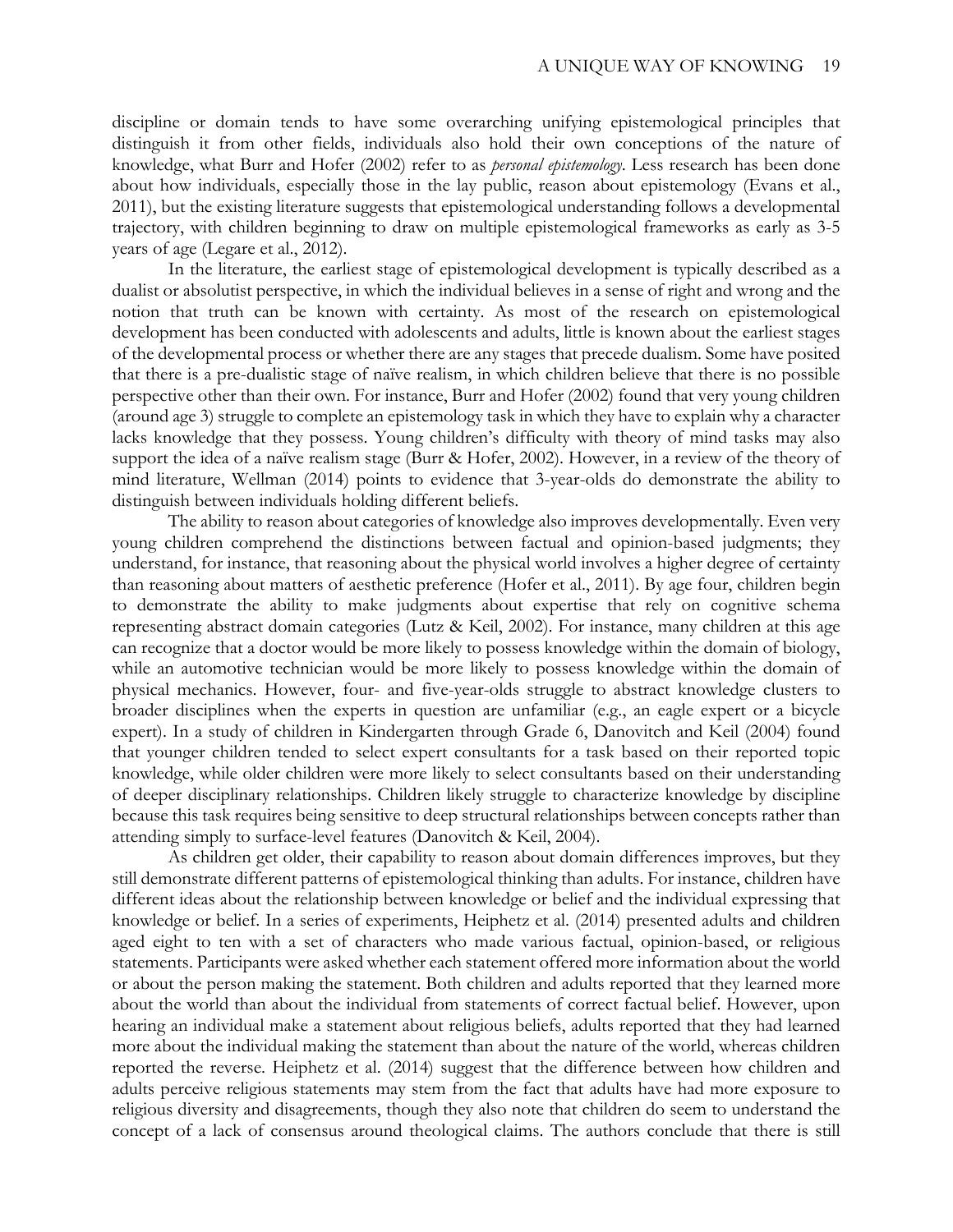discipline or domain tends to have some overarching unifying epistemological principles that distinguish it from other fields, individuals also hold their own conceptions of the nature of knowledge, what Burr and Hofer (2002) refer to as *personal epistemology*. Less research has been done about how individuals, especially those in the lay public, reason about epistemology (Evans et al., 2011), but the existing literature suggests that epistemological understanding follows a developmental trajectory, with children beginning to draw on multiple epistemological frameworks as early as 3-5 years of age (Legare et al., 2012).

In the literature, the earliest stage of epistemological development is typically described as a dualist or absolutist perspective, in which the individual believes in a sense of right and wrong and the notion that truth can be known with certainty. As most of the research on epistemological development has been conducted with adolescents and adults, little is known about the earliest stages of the developmental process or whether there are any stages that precede dualism. Some have posited that there is a pre-dualistic stage of naïve realism, in which children believe that there is no possible perspective other than their own. For instance, Burr and Hofer (2002) found that very young children (around age 3) struggle to complete an epistemology task in which they have to explain why a character lacks knowledge that they possess. Young children's difficulty with theory of mind tasks may also support the idea of a naïve realism stage (Burr & Hofer, 2002). However, in a review of the theory of mind literature, Wellman (2014) points to evidence that 3-year-olds do demonstrate the ability to distinguish between individuals holding different beliefs.

The ability to reason about categories of knowledge also improves developmentally. Even very young children comprehend the distinctions between factual and opinion-based judgments; they understand, for instance, that reasoning about the physical world involves a higher degree of certainty than reasoning about matters of aesthetic preference (Hofer et al., 2011). By age four, children begin to demonstrate the ability to make judgments about expertise that rely on cognitive schema representing abstract domain categories (Lutz & Keil, 2002). For instance, many children at this age can recognize that a doctor would be more likely to possess knowledge within the domain of biology, while an automotive technician would be more likely to possess knowledge within the domain of physical mechanics. However, four- and five-year-olds struggle to abstract knowledge clusters to broader disciplines when the experts in question are unfamiliar (e.g., an eagle expert or a bicycle expert). In a study of children in Kindergarten through Grade 6, Danovitch and Keil (2004) found that younger children tended to select expert consultants for a task based on their reported topic knowledge, while older children were more likely to select consultants based on their understanding of deeper disciplinary relationships. Children likely struggle to characterize knowledge by discipline because this task requires being sensitive to deep structural relationships between concepts rather than attending simply to surface-level features (Danovitch & Keil, 2004).

As children get older, their capability to reason about domain differences improves, but they still demonstrate different patterns of epistemological thinking than adults. For instance, children have different ideas about the relationship between knowledge or belief and the individual expressing that knowledge or belief. In a series of experiments, Heiphetz et al. (2014) presented adults and children aged eight to ten with a set of characters who made various factual, opinion-based, or religious statements. Participants were asked whether each statement offered more information about the world or about the person making the statement. Both children and adults reported that they learned more about the world than about the individual from statements of correct factual belief. However, upon hearing an individual make a statement about religious beliefs, adults reported that they had learned more about the individual making the statement than about the nature of the world, whereas children reported the reverse. Heiphetz et al. (2014) suggest that the difference between how children and adults perceive religious statements may stem from the fact that adults have had more exposure to religious diversity and disagreements, though they also note that children do seem to understand the concept of a lack of consensus around theological claims. The authors conclude that there is still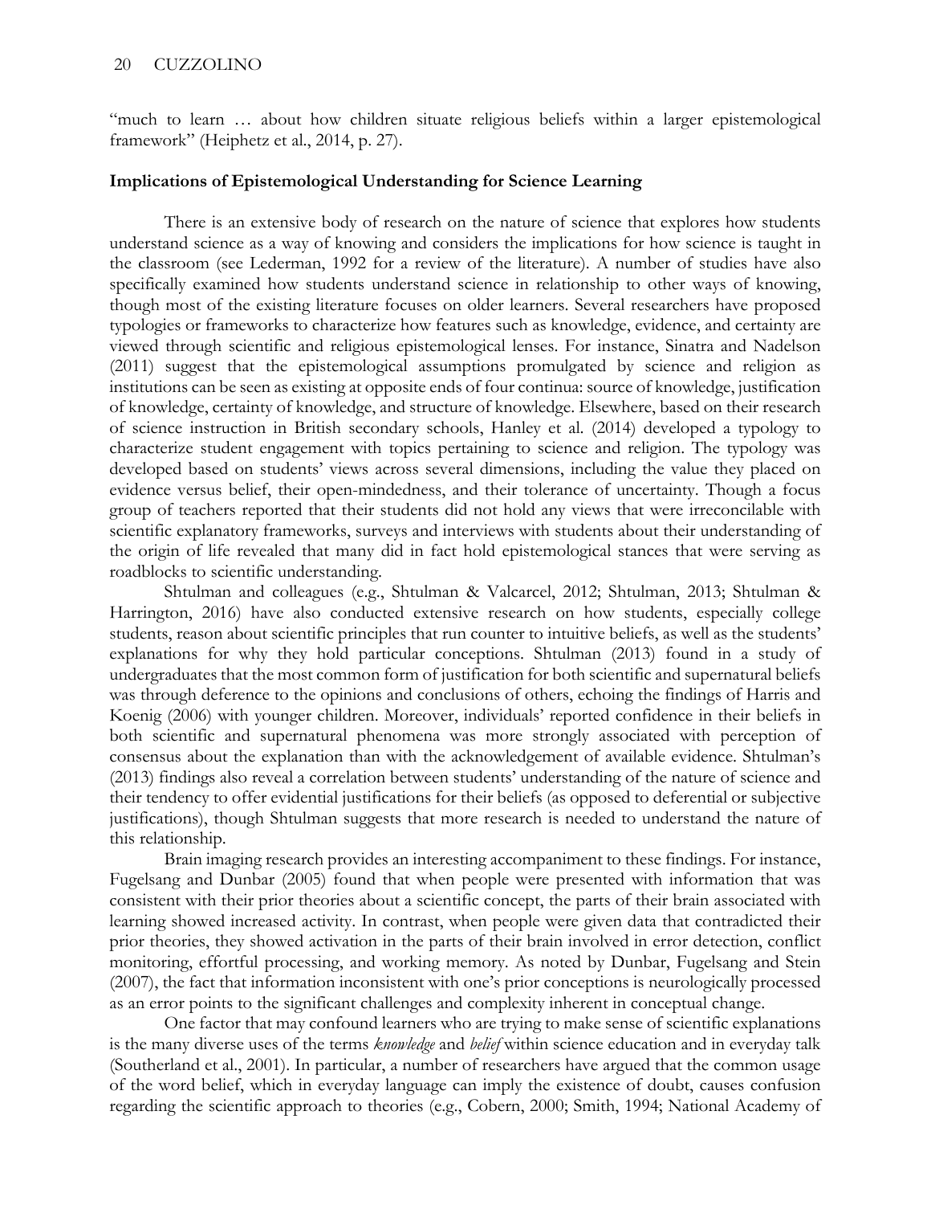"much to learn … about how children situate religious beliefs within a larger epistemological framework" (Heiphetz et al., 2014, p. 27).

**Implications of Epistemological Understanding for Science Learning**

There is an extensive body of research on the nature of science that explores how students understand science as a way of knowing and considers the implications for how science is taught in the classroom (see Lederman, 1992 for a review of the literature). A number of studies have also specifically examined how students understand science in relationship to other ways of knowing, though most of the existing literature focuses on older learners. Several researchers have proposed typologies or frameworks to characterize how features such as knowledge, evidence, and certainty are viewed through scientific and religious epistemological lenses. For instance, Sinatra and Nadelson (2011) suggest that the epistemological assumptions promulgated by science and religion as institutions can be seen as existing at opposite ends of four continua: source of knowledge, justification of knowledge, certainty of knowledge, and structure of knowledge. Elsewhere, based on their research of science instruction in British secondary schools, Hanley et al. (2014) developed a typology to characterize student engagement with topics pertaining to science and religion. The typology was developed based on students' views across several dimensions, including the value they placed on evidence versus belief, their open-mindedness, and their tolerance of uncertainty. Though a focus group of teachers reported that their students did not hold any views that were irreconcilable with scientific explanatory frameworks, surveys and interviews with students about their understanding of the origin of life revealed that many did in fact hold epistemological stances that were serving as roadblocks to scientific understanding.

Shtulman and colleagues (e.g., Shtulman & Valcarcel, 2012; Shtulman, 2013; Shtulman & Harrington, 2016) have also conducted extensive research on how students, especially college students, reason about scientific principles that run counter to intuitive beliefs, as well as the students' explanations for why they hold particular conceptions. Shtulman (2013) found in a study of undergraduates that the most common form of justification for both scientific and supernatural beliefs was through deference to the opinions and conclusions of others, echoing the findings of Harris and Koenig (2006) with younger children. Moreover, individuals' reported confidence in their beliefs in both scientific and supernatural phenomena was more strongly associated with perception of consensus about the explanation than with the acknowledgement of available evidence. Shtulman's (2013) findings also reveal a correlation between students' understanding of the nature of science and their tendency to offer evidential justifications for their beliefs (as opposed to deferential or subjective justifications), though Shtulman suggests that more research is needed to understand the nature of this relationship.

Brain imaging research provides an interesting accompaniment to these findings. For instance, Fugelsang and Dunbar (2005) found that when people were presented with information that was consistent with their prior theories about a scientific concept, the parts of their brain associated with learning showed increased activity. In contrast, when people were given data that contradicted their prior theories, they showed activation in the parts of their brain involved in error detection, conflict monitoring, effortful processing, and working memory. As noted by Dunbar, Fugelsang and Stein (2007), the fact that information inconsistent with one's prior conceptions is neurologically processed as an error points to the significant challenges and complexity inherent in conceptual change.

One factor that may confound learners who are trying to make sense of scientific explanations is the many diverse uses of the terms *knowledge* and *belief* within science education and in everyday talk (Southerland et al., 2001). In particular, a number of researchers have argued that the common usage of the word belief, which in everyday language can imply the existence of doubt, causes confusion regarding the scientific approach to theories (e.g., Cobern, 2000; Smith, 1994; National Academy of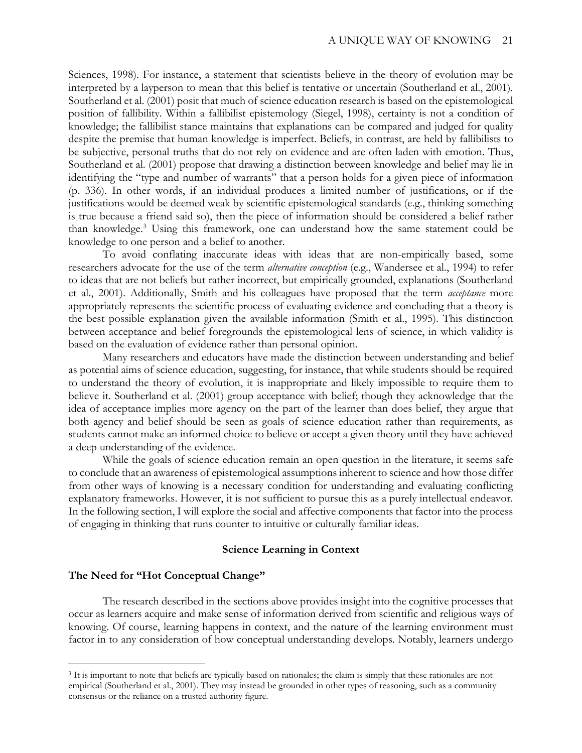Sciences, 1998). For instance, a statement that scientists believe in the theory of evolution may be interpreted by a layperson to mean that this belief is tentative or uncertain (Southerland et al., 2001). Southerland et al. (2001) posit that much of science education research is based on the epistemological position of fallibility. Within a fallibilist epistemology (Siegel, 1998), certainty is not a condition of knowledge; the fallibilist stance maintains that explanations can be compared and judged for quality despite the premise that human knowledge is imperfect. Beliefs, in contrast, are held by fallibilists to be subjective, personal truths that do not rely on evidence and are often laden with emotion. Thus, Southerland et al. (2001) propose that drawing a distinction between knowledge and belief may lie in identifying the "type and number of warrants" that a person holds for a given piece of information (p. 336). In other words, if an individual produces a limited number of justifications, or if the justifications would be deemed weak by scientific epistemological standards (e.g., thinking something is true because a friend said so), then the piece of information should be considered a belief rather than knowledge.[3] Using this framework, one can understand how the same statement could be knowledge to one person and a belief to another.

To avoid conflating inaccurate ideas with ideas that are non-empirically based, some researchers advocate for the use of the term *alternative conception* (e.g., Wandersee et al., 1994) to refer to ideas that are not beliefs but rather incorrect, but empirically grounded, explanations (Southerland et al., 2001). Additionally, Smith and his colleagues have proposed that the term *acceptance* more appropriately represents the scientific process of evaluating evidence and concluding that a theory is the best possible explanation given the available information (Smith et al., 1995). This distinction between acceptance and belief foregrounds the epistemological lens of science, in which validity is based on the evaluation of evidence rather than personal opinion.

Many researchers and educators have made the distinction between understanding and belief as potential aims of science education, suggesting, for instance, that while students should be required to understand the theory of evolution, it is inappropriate and likely impossible to require them to believe it. Southerland et al. (2001) group acceptance with belief; though they acknowledge that the idea of acceptance implies more agency on the part of the learner than does belief, they argue that both agency and belief should be seen as goals of science education rather than requirements, as students cannot make an informed choice to believe or accept a given theory until they have achieved a deep understanding of the evidence.

While the goals of science education remain an open question in the literature, it seems safe to conclude that an awareness of epistemological assumptions inherent to science and how those differ from other ways of knowing is a necessary condition for understanding and evaluating conflicting explanatory frameworks. However, it is not sufficient to pursue this as a purely intellectual endeavor. In the following section, I will explore the social and affective components that factor into the process of engaging in thinking that runs counter to intuitive or culturally familiar ideas.

## Science Learning in Context

### The Need for "Hot Conceptual Change"

The research described in the sections above provides insight into the cognitive processes that occur as learners acquire and make sense of information derived from scientific and religious ways of knowing. Of course, learning happens in context, and the nature of the learning environment must factor in to any consideration of how conceptual understanding develops. Notably, learners undergo

[3] It is important to note that beliefs are typically based on rationales; the claim is simply that these rationales are not empirical (Southerland et al., 2001). They may instead be grounded in other types of reasoning, such as a community consensus or the reliance on a trusted authority figure.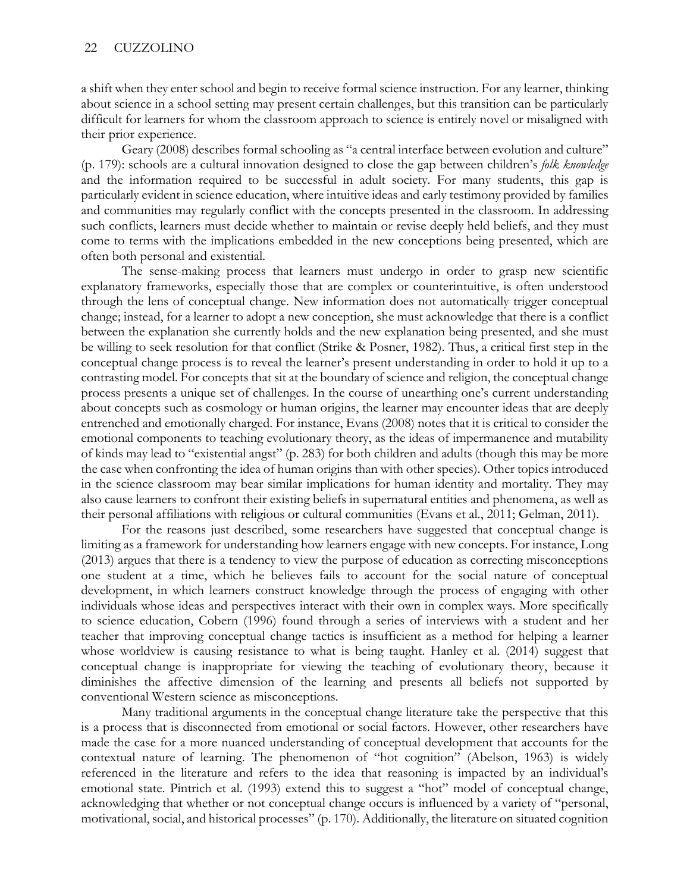a shift when they enter school and begin to receive formal science instruction. For any learner, thinking about science in a school setting may present certain challenges, but this transition can be particularly difficult for learners for whom the classroom approach to science is entirely novel or misaligned with their prior experience.

Geary (2008) describes formal schooling as "a central interface between evolution and culture" (p. 179): schools are a cultural innovation designed to close the gap between children's *folk knowledge* and the information required to be successful in adult society. For many students, this gap is particularly evident in science education, where intuitive ideas and early testimony provided by families and communities may regularly conflict with the concepts presented in the classroom. In addressing such conflicts, learners must decide whether to maintain or revise deeply held beliefs, and they must come to terms with the implications embedded in the new conceptions being presented, which are often both personal and existential.

The sense-making process that learners must undergo in order to grasp new scientific explanatory frameworks, especially those that are complex or counterintuitive, is often understood through the lens of conceptual change. New information does not automatically trigger conceptual change; instead, for a learner to adopt a new conception, she must acknowledge that there is a conflict between the explanation she currently holds and the new explanation being presented, and she must be willing to seek resolution for that conflict (Strike & Posner, 1982). Thus, a critical first step in the conceptual change process is to reveal the learner's present understanding in order to hold it up to a contrasting model. For concepts that sit at the boundary of science and religion, the conceptual change process presents a unique set of challenges. In the course of unearthing one's current understanding about concepts such as cosmology or human origins, the learner may encounter ideas that are deeply entrenched and emotionally charged. For instance, Evans (2008) notes that it is critical to consider the emotional components to teaching evolutionary theory, as the ideas of impermanence and mutability of kinds may lead to "existential angst" (p. 283) for both children and adults (though this may be more the case when confronting the idea of human origins than with other species). Other topics introduced in the science classroom may bear similar implications for human identity and mortality. They may also cause learners to confront their existing beliefs in supernatural entities and phenomena, as well as their personal affiliations with religious or cultural communities (Evans et al., 2011; Gelman, 2011).

For the reasons just described, some researchers have suggested that conceptual change is limiting as a framework for understanding how learners engage with new concepts. For instance, Long (2013) argues that there is a tendency to view the purpose of education as correcting misconceptions one student at a time, which he believes fails to account for the social nature of conceptual development, in which learners construct knowledge through the process of engaging with other individuals whose ideas and perspectives interact with their own in complex ways. More specifically to science education, Cobern (1996) found through a series of interviews with a student and her teacher that improving conceptual change tactics is insufficient as a method for helping a learner whose worldview is causing resistance to what is being taught. Hanley et al. (2014) suggest that conceptual change is inappropriate for viewing the teaching of evolutionary theory, because it diminishes the affective dimension of the learning and presents all beliefs not supported by conventional Western science as misconceptions.

Many traditional arguments in the conceptual change literature take the perspective that this is a process that is disconnected from emotional or social factors. However, other researchers have made the case for a more nuanced understanding of conceptual development that accounts for the contextual nature of learning. The phenomenon of "hot cognition" (Abelson, 1963) is widely referenced in the literature and refers to the idea that reasoning is impacted by an individual's emotional state. Pintrich et al. (1993) extend this to suggest a "hot" model of conceptual change, acknowledging that whether or not conceptual change occurs is influenced by a variety of "personal, motivational, social, and historical processes" (p. 170). Additionally, the literature on situated cognition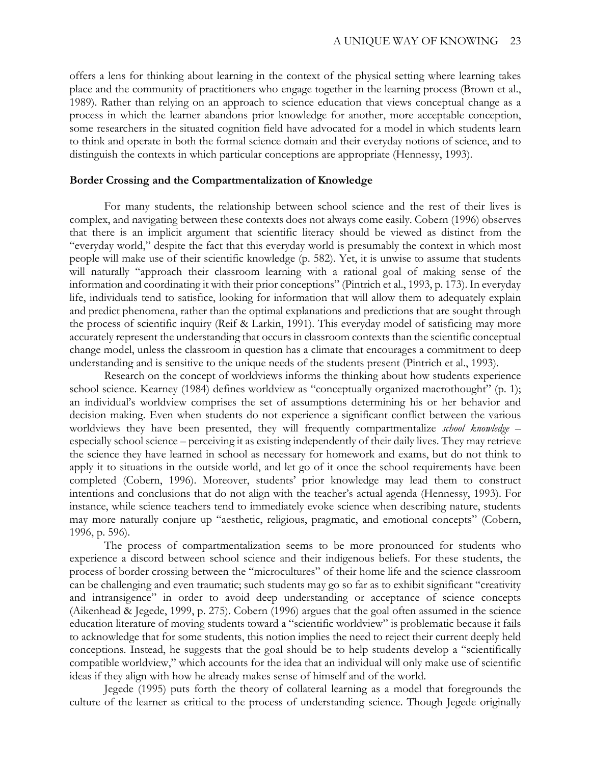offers a lens for thinking about learning in the context of the physical setting where learning takes place and the community of practitioners who engage together in the learning process (Brown et al., 1989). Rather than relying on an approach to science education that views conceptual change as a process in which the learner abandons prior knowledge for another, more acceptable conception, some researchers in the situated cognition field have advocated for a model in which students learn to think and operate in both the formal science domain and their everyday notions of science, and to distinguish the contexts in which particular conceptions are appropriate (Hennessy, 1993).

**Border Crossing and the Compartmentalization of Knowledge**

For many students, the relationship between school science and the rest of their lives is complex, and navigating between these contexts does not always come easily. Cobern (1996) observes that there is an implicit argument that scientific literacy should be viewed as distinct from the "everyday world," despite the fact that this everyday world is presumably the context in which most people will make use of their scientific knowledge (p. 582). Yet, it is unwise to assume that students will naturally "approach their classroom learning with a rational goal of making sense of the information and coordinating it with their prior conceptions" (Pintrich et al., 1993, p. 173). In everyday life, individuals tend to satisfice, looking for information that will allow them to adequately explain and predict phenomena, rather than the optimal explanations and predictions that are sought through the process of scientific inquiry (Reif & Larkin, 1991). This everyday model of satisficing may more accurately represent the understanding that occurs in classroom contexts than the scientific conceptual change model, unless the classroom in question has a climate that encourages a commitment to deep understanding and is sensitive to the unique needs of the students present (Pintrich et al., 1993).

Research on the concept of worldviews informs the thinking about how students experience school science. Kearney (1984) defines worldview as "conceptually organized macrothought" (p. 1); an individual's worldview comprises the set of assumptions determining his or her behavior and decision making. Even when students do not experience a significant conflict between the various worldviews they have been presented, they will frequently compartmentalize *school knowledge* – especially school science – perceiving it as existing independently of their daily lives. They may retrieve the science they have learned in school as necessary for homework and exams, but do not think to apply it to situations in the outside world, and let go of it once the school requirements have been completed (Cobern, 1996). Moreover, students' prior knowledge may lead them to construct intentions and conclusions that do not align with the teacher's actual agenda (Hennessy, 1993). For instance, while science teachers tend to immediately evoke science when describing nature, students may more naturally conjure up "aesthetic, religious, pragmatic, and emotional concepts" (Cobern, 1996, p. 596).

The process of compartmentalization seems to be more pronounced for students who experience a discord between school science and their indigenous beliefs. For these students, the process of border crossing between the "microcultures" of their home life and the science classroom can be challenging and even traumatic; such students may go so far as to exhibit significant "creativity and intransigence" in order to avoid deep understanding or acceptance of science concepts (Aikenhead & Jegede, 1999, p. 275). Cobern (1996) argues that the goal often assumed in the science education literature of moving students toward a "scientific worldview" is problematic because it fails to acknowledge that for some students, this notion implies the need to reject their current deeply held conceptions. Instead, he suggests that the goal should be to help students develop a "scientifically compatible worldview," which accounts for the idea that an individual will only make use of scientific ideas if they align with how he already makes sense of himself and of the world.

Jegede (1995) puts forth the theory of collateral learning as a model that foregrounds the culture of the learner as critical to the process of understanding science. Though Jegede originally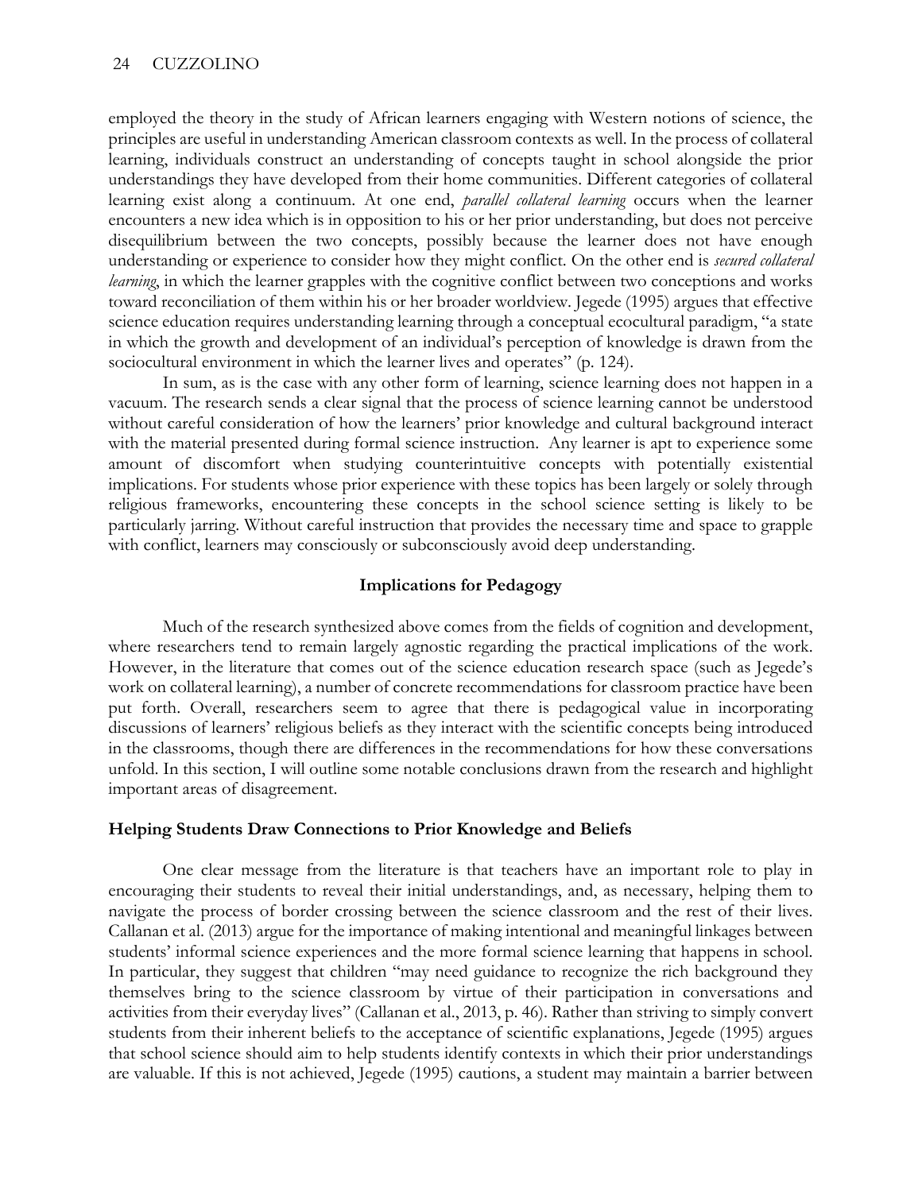employed the theory in the study of African learners engaging with Western notions of science, the principles are useful in understanding American classroom contexts as well. In the process of collateral learning, individuals construct an understanding of concepts taught in school alongside the prior understandings they have developed from their home communities. Different categories of collateral learning exist along a continuum. At one end, *parallel collateral learning* occurs when the learner encounters a new idea which is in opposition to his or her prior understanding, but does not perceive disequilibrium between the two concepts, possibly because the learner does not have enough understanding or experience to consider how they might conflict. On the other end is *secured collateral learning*, in which the learner grapples with the cognitive conflict between two conceptions and works toward reconciliation of them within his or her broader worldview. Jegede (1995) argues that effective science education requires understanding learning through a conceptual ecocultural paradigm, "a state in which the growth and development of an individual's perception of knowledge is drawn from the sociocultural environment in which the learner lives and operates" (p. 124).

In sum, as is the case with any other form of learning, science learning does not happen in a vacuum. The research sends a clear signal that the process of science learning cannot be understood without careful consideration of how the learners' prior knowledge and cultural background interact with the material presented during formal science instruction. Any learner is apt to experience some amount of discomfort when studying counterintuitive concepts with potentially existential implications. For students whose prior experience with these topics has been largely or solely through religious frameworks, encountering these concepts in the school science setting is likely to be particularly jarring. Without careful instruction that provides the necessary time and space to grapple with conflict, learners may consciously or subconsciously avoid deep understanding.

## Implications for Pedagogy

Much of the research synthesized above comes from the fields of cognition and development, where researchers tend to remain largely agnostic regarding the practical implications of the work. However, in the literature that comes out of the science education research space (such as Jegede's work on collateral learning), a number of concrete recommendations for classroom practice have been put forth. Overall, researchers seem to agree that there is pedagogical value in incorporating discussions of learners' religious beliefs as they interact with the scientific concepts being introduced in the classrooms, though there are differences in the recommendations for how these conversations unfold. In this section, I will outline some notable conclusions drawn from the research and highlight important areas of disagreement.

### Helping Students Draw Connections to Prior Knowledge and Beliefs

One clear message from the literature is that teachers have an important role to play in encouraging their students to reveal their initial understandings, and, as necessary, helping them to navigate the process of border crossing between the science classroom and the rest of their lives. Callanan et al. (2013) argue for the importance of making intentional and meaningful linkages between students' informal science experiences and the more formal science learning that happens in school. In particular, they suggest that children "may need guidance to recognize the rich background they themselves bring to the science classroom by virtue of their participation in conversations and activities from their everyday lives" (Callanan et al., 2013, p. 46). Rather than striving to simply convert students from their inherent beliefs to the acceptance of scientific explanations, Jegede (1995) argues that school science should aim to help students identify contexts in which their prior understandings are valuable. If this is not achieved, Jegede (1995) cautions, a student may maintain a barrier between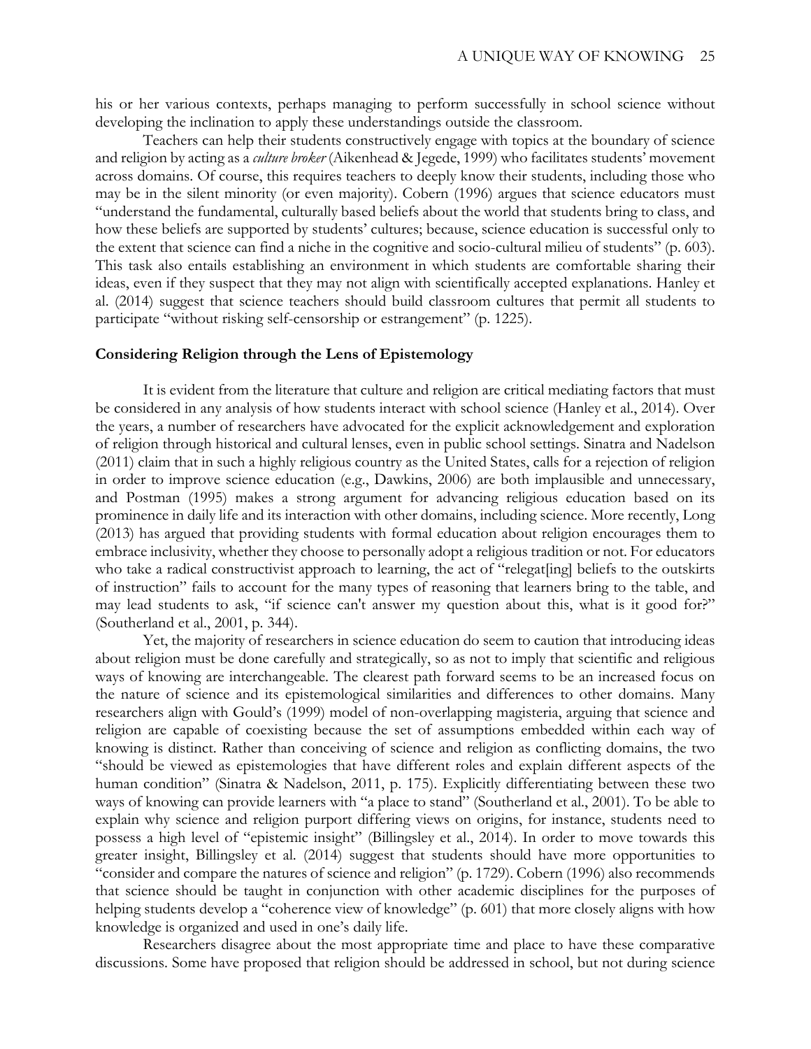his or her various contexts, perhaps managing to perform successfully in school science without developing the inclination to apply these understandings outside the classroom.

Teachers can help their students constructively engage with topics at the boundary of science and religion by acting as a *culture broker* (Aikenhead & Jegede, 1999) who facilitates students' movement across domains. Of course, this requires teachers to deeply know their students, including those who may be in the silent minority (or even majority). Cobern (1996) argues that science educators must "understand the fundamental, culturally based beliefs about the world that students bring to class, and how these beliefs are supported by students' cultures; because, science education is successful only to the extent that science can find a niche in the cognitive and socio-cultural milieu of students" (p. 603). This task also entails establishing an environment in which students are comfortable sharing their ideas, even if they suspect that they may not align with scientifically accepted explanations. Hanley et al. (2014) suggest that science teachers should build classroom cultures that permit all students to participate "without risking self-censorship or estrangement" (p. 1225).

### Considering Religion through the Lens of Epistemology

It is evident from the literature that culture and religion are critical mediating factors that must be considered in any analysis of how students interact with school science (Hanley et al., 2014). Over the years, a number of researchers have advocated for the explicit acknowledgement and exploration of religion through historical and cultural lenses, even in public school settings. Sinatra and Nadelson (2011) claim that in such a highly religious country as the United States, calls for a rejection of religion in order to improve science education (e.g., Dawkins, 2006) are both implausible and unnecessary, and Postman (1995) makes a strong argument for advancing religious education based on its prominence in daily life and its interaction with other domains, including science. More recently, Long (2013) has argued that providing students with formal education about religion encourages them to embrace inclusivity, whether they choose to personally adopt a religious tradition or not. For educators who take a radical constructivist approach to learning, the act of "relegat[ing] beliefs to the outskirts of instruction" fails to account for the many types of reasoning that learners bring to the table, and may lead students to ask, "if science can't answer my question about this, what is it good for?" (Southerland et al., 2001, p. 344).

Yet, the majority of researchers in science education do seem to caution that introducing ideas about religion must be done carefully and strategically, so as not to imply that scientific and religious ways of knowing are interchangeable. The clearest path forward seems to be an increased focus on the nature of science and its epistemological similarities and differences to other domains. Many researchers align with Gould's (1999) model of non-overlapping magisteria, arguing that science and religion are capable of coexisting because the set of assumptions embedded within each way of knowing is distinct. Rather than conceiving of science and religion as conflicting domains, the two "should be viewed as epistemologies that have different roles and explain different aspects of the human condition" (Sinatra & Nadelson, 2011, p. 175). Explicitly differentiating between these two ways of knowing can provide learners with "a place to stand" (Southerland et al., 2001). To be able to explain why science and religion purport differing views on origins, for instance, students need to possess a high level of "epistemic insight" (Billingsley et al., 2014). In order to move towards this greater insight, Billingsley et al. (2014) suggest that students should have more opportunities to "consider and compare the natures of science and religion" (p. 1729). Cobern (1996) also recommends that science should be taught in conjunction with other academic disciplines for the purposes of helping students develop a "coherence view of knowledge" (p. 601) that more closely aligns with how knowledge is organized and used in one's daily life.

Researchers disagree about the most appropriate time and place to have these comparative discussions. Some have proposed that religion should be addressed in school, but not during science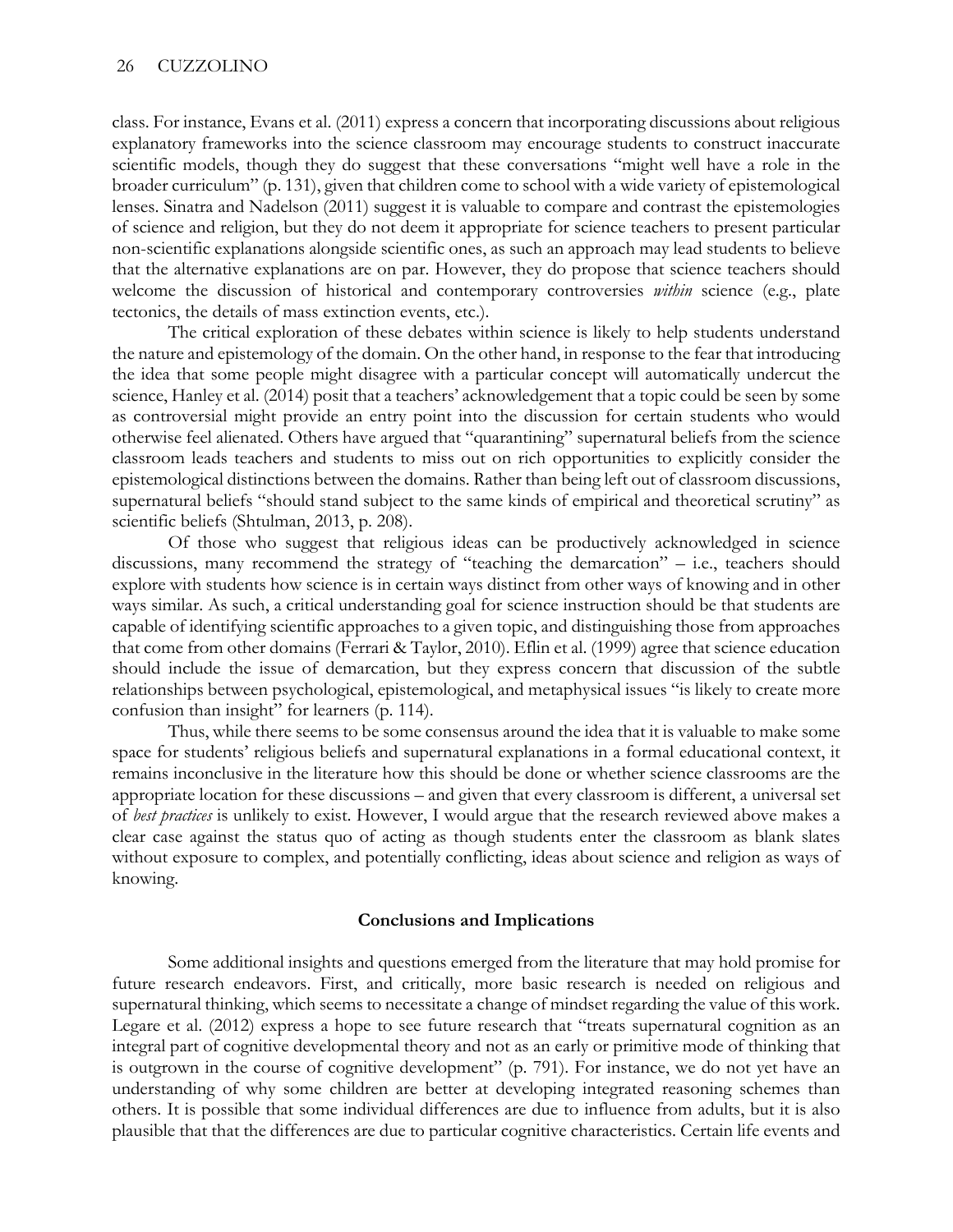class. For instance, Evans et al. (2011) express a concern that incorporating discussions about religious explanatory frameworks into the science classroom may encourage students to construct inaccurate scientific models, though they do suggest that these conversations "might well have a role in the broader curriculum" (p. 131), given that children come to school with a wide variety of epistemological lenses. Sinatra and Nadelson (2011) suggest it is valuable to compare and contrast the epistemologies of science and religion, but they do not deem it appropriate for science teachers to present particular non-scientific explanations alongside scientific ones, as such an approach may lead students to believe that the alternative explanations are on par. However, they do propose that science teachers should welcome the discussion of historical and contemporary controversies *within* science (e.g., plate tectonics, the details of mass extinction events, etc.).

The critical exploration of these debates within science is likely to help students understand the nature and epistemology of the domain. On the other hand, in response to the fear that introducing the idea that some people might disagree with a particular concept will automatically undercut the science, Hanley et al. (2014) posit that a teachers' acknowledgement that a topic could be seen by some as controversial might provide an entry point into the discussion for certain students who would otherwise feel alienated. Others have argued that "quarantining" supernatural beliefs from the science classroom leads teachers and students to miss out on rich opportunities to explicitly consider the epistemological distinctions between the domains. Rather than being left out of classroom discussions, supernatural beliefs "should stand subject to the same kinds of empirical and theoretical scrutiny" as scientific beliefs (Shtulman, 2013, p. 208).

Of those who suggest that religious ideas can be productively acknowledged in science discussions, many recommend the strategy of "teaching the demarcation" – i.e., teachers should explore with students how science is in certain ways distinct from other ways of knowing and in other ways similar. As such, a critical understanding goal for science instruction should be that students are capable of identifying scientific approaches to a given topic, and distinguishing those from approaches that come from other domains (Ferrari & Taylor, 2010). Eflin et al. (1999) agree that science education should include the issue of demarcation, but they express concern that discussion of the subtle relationships between psychological, epistemological, and metaphysical issues "is likely to create more confusion than insight" for learners (p. 114).

Thus, while there seems to be some consensus around the idea that it is valuable to make some space for students' religious beliefs and supernatural explanations in a formal educational context, it remains inconclusive in the literature how this should be done or whether science classrooms are the appropriate location for these discussions – and given that every classroom is different, a universal set of *best practices* is unlikely to exist. However, I would argue that the research reviewed above makes a clear case against the status quo of acting as though students enter the classroom as blank slates without exposure to complex, and potentially conflicting, ideas about science and religion as ways of knowing.

## Conclusions and Implications

Some additional insights and questions emerged from the literature that may hold promise for future research endeavors. First, and critically, more basic research is needed on religious and supernatural thinking, which seems to necessitate a change of mindset regarding the value of this work. Legare et al. (2012) express a hope to see future research that "treats supernatural cognition as an integral part of cognitive developmental theory and not as an early or primitive mode of thinking that is outgrown in the course of cognitive development" (p. 791). For instance, we do not yet have an understanding of why some children are better at developing integrated reasoning schemes than others. It is possible that some individual differences are due to influence from adults, but it is also plausible that that the differences are due to particular cognitive characteristics. Certain life events and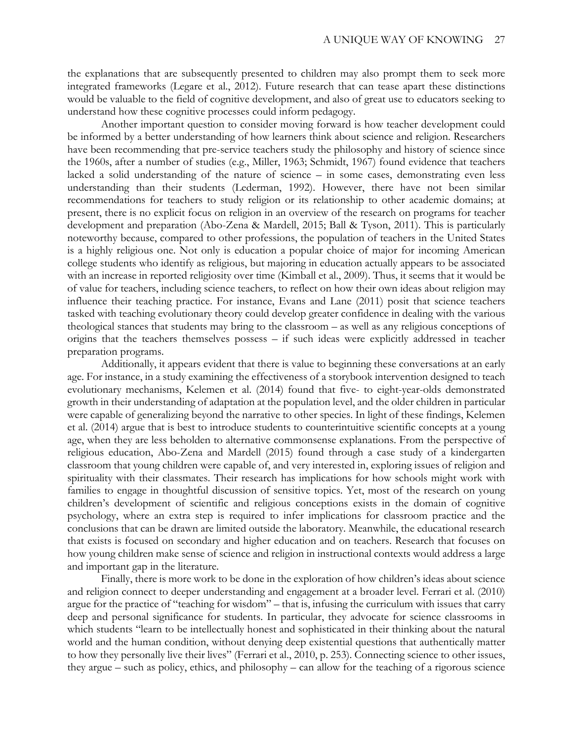the explanations that are subsequently presented to children may also prompt them to seek more integrated frameworks (Legare et al., 2012). Future research that can tease apart these distinctions would be valuable to the field of cognitive development, and also of great use to educators seeking to understand how these cognitive processes could inform pedagogy.

Another important question to consider moving forward is how teacher development could be informed by a better understanding of how learners think about science and religion. Researchers have been recommending that pre-service teachers study the philosophy and history of science since the 1960s, after a number of studies (e.g., Miller, 1963; Schmidt, 1967) found evidence that teachers lacked a solid understanding of the nature of science – in some cases, demonstrating even less understanding than their students (Lederman, 1992). However, there have not been similar recommendations for teachers to study religion or its relationship to other academic domains; at present, there is no explicit focus on religion in an overview of the research on programs for teacher development and preparation (Abo-Zena & Mardell, 2015; Ball & Tyson, 2011). This is particularly noteworthy because, compared to other professions, the population of teachers in the United States is a highly religious one. Not only is education a popular choice of major for incoming American college students who identify as religious, but majoring in education actually appears to be associated with an increase in reported religiosity over time (Kimball et al., 2009). Thus, it seems that it would be of value for teachers, including science teachers, to reflect on how their own ideas about religion may influence their teaching practice. For instance, Evans and Lane (2011) posit that science teachers tasked with teaching evolutionary theory could develop greater confidence in dealing with the various theological stances that students may bring to the classroom – as well as any religious conceptions of origins that the teachers themselves possess – if such ideas were explicitly addressed in teacher preparation programs.

Additionally, it appears evident that there is value to beginning these conversations at an early age. For instance, in a study examining the effectiveness of a storybook intervention designed to teach evolutionary mechanisms, Kelemen et al. (2014) found that five- to eight-year-olds demonstrated growth in their understanding of adaptation at the population level, and the older children in particular were capable of generalizing beyond the narrative to other species. In light of these findings, Kelemen et al. (2014) argue that is best to introduce students to counterintuitive scientific concepts at a young age, when they are less beholden to alternative commonsense explanations. From the perspective of religious education, Abo-Zena and Mardell (2015) found through a case study of a kindergarten classroom that young children were capable of, and very interested in, exploring issues of religion and spirituality with their classmates. Their research has implications for how schools might work with families to engage in thoughtful discussion of sensitive topics. Yet, most of the research on young children's development of scientific and religious conceptions exists in the domain of cognitive psychology, where an extra step is required to infer implications for classroom practice and the conclusions that can be drawn are limited outside the laboratory. Meanwhile, the educational research that exists is focused on secondary and higher education and on teachers. Research that focuses on how young children make sense of science and religion in instructional contexts would address a large and important gap in the literature.

Finally, there is more work to be done in the exploration of how children's ideas about science and religion connect to deeper understanding and engagement at a broader level. Ferrari et al. (2010) argue for the practice of "teaching for wisdom" – that is, infusing the curriculum with issues that carry deep and personal significance for students. In particular, they advocate for science classrooms in which students "learn to be intellectually honest and sophisticated in their thinking about the natural world and the human condition, without denying deep existential questions that authentically matter to how they personally live their lives" (Ferrari et al., 2010, p. 253). Connecting science to other issues, they argue – such as policy, ethics, and philosophy – can allow for the teaching of a rigorous science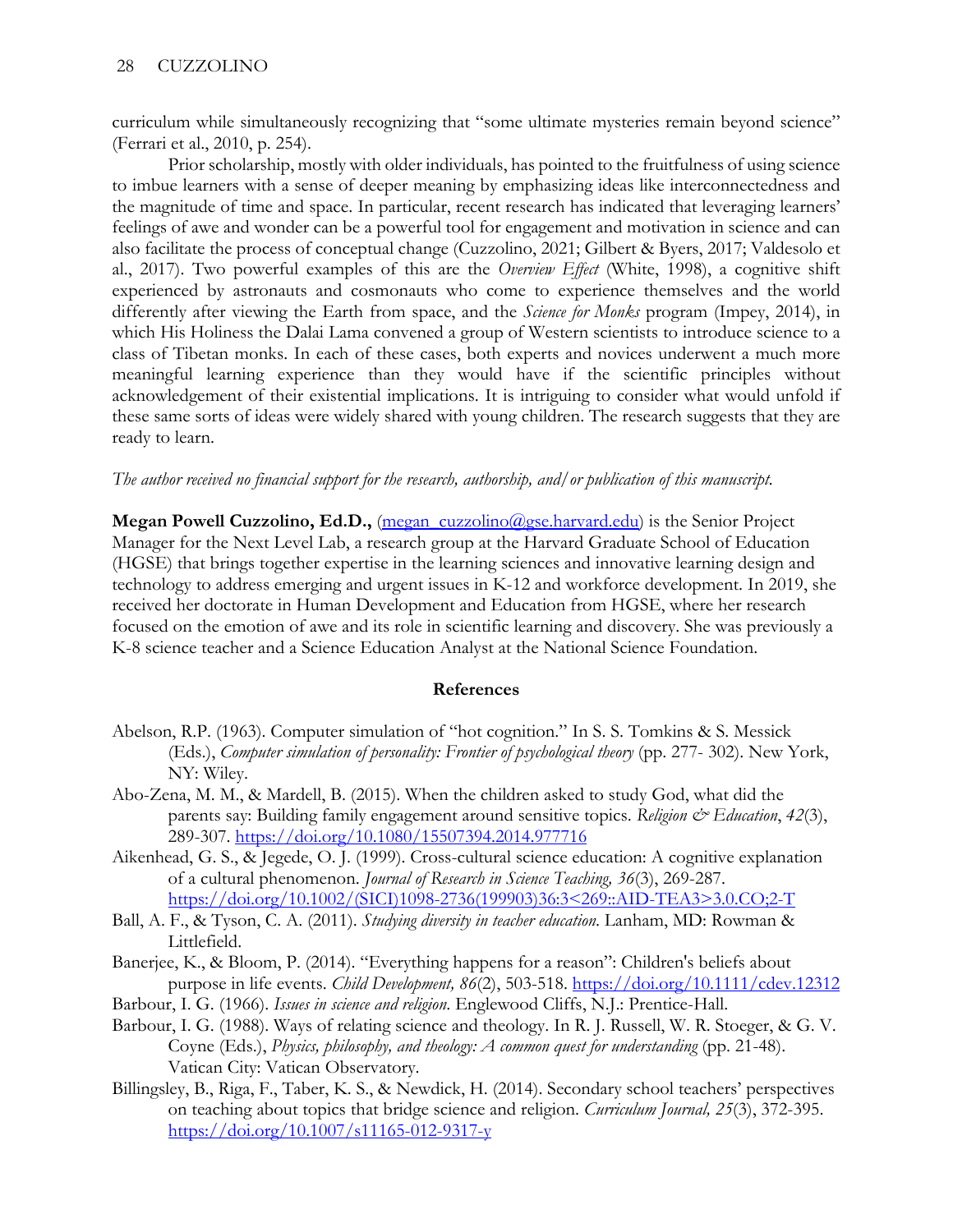curriculum while simultaneously recognizing that "some ultimate mysteries remain beyond science" (Ferrari et al., 2010, p. 254).

Prior scholarship, mostly with older individuals, has pointed to the fruitfulness of using science to imbue learners with a sense of deeper meaning by emphasizing ideas like interconnectedness and the magnitude of time and space. In particular, recent research has indicated that leveraging learners' feelings of awe and wonder can be a powerful tool for engagement and motivation in science and can also facilitate the process of conceptual change (Cuzzolino, 2021; Gilbert & Byers, 2017; Valdesolo et al., 2017). Two powerful examples of this are the *Overview Effect* (White, 1998), a cognitive shift experienced by astronauts and cosmonauts who come to experience themselves and the world differently after viewing the Earth from space, and the *Science for Monks* program (Impey, 2014), in which His Holiness the Dalai Lama convened a group of Western scientists to introduce science to a class of Tibetan monks. In each of these cases, both experts and novices underwent a much more meaningful learning experience than they would have if the scientific principles without acknowledgement of their existential implications. It is intriguing to consider what would unfold if these same sorts of ideas were widely shared with young children. The research suggests that they are ready to learn.

*The author received no financial support for the research, authorship, and/or publication of this manuscript.*

**Megan Powell Cuzzolino, Ed.D.,** (megan_cuzzolino@gse.harvard.edu) is the Senior Project Manager for the Next Level Lab, a research group at the Harvard Graduate School of Education (HGSE) that brings together expertise in the learning sciences and innovative learning design and technology to address emerging and urgent issues in K-12 and workforce development. In 2019, she received her doctorate in Human Development and Education from HGSE, where her research focused on the emotion of awe and its role in scientific learning and discovery. She was previously a K-8 science teacher and a Science Education Analyst at the National Science Foundation.

## References

Abelson, R.P. (1963). Computer simulation of "hot cognition." In S. S. Tomkins & S. Messick (Eds.), *Computer simulation of personality: Frontier of psychological theory* (pp. 277- 302). New York, NY: Wiley.

Abo-Zena, M. M., & Mardell, B. (2015). When the children asked to study God, what did the parents say: Building family engagement around sensitive topics. *Religion & Education*, *42*(3), 289-307. https://doi.org/10.1080/15507394.2014.977716

Aikenhead, G. S., & Jegede, O. J. (1999). Cross-cultural science education: A cognitive explanation of a cultural phenomenon. *Journal of Research in Science Teaching, 36*(3), 269-287. https://doi.org/10.1002/(SICI)1098-2736(199903)36:3<269::AID-TEA3>3.0.CO;2-T

Ball, A. F., & Tyson, C. A. (2011). *Studying diversity in teacher education*. Lanham, MD: Rowman & Littlefield.

Banerjee, K., & Bloom, P. (2014). "Everything happens for a reason": Children's beliefs about purpose in life events. *Child Development, 86*(2), 503-518. https://doi.org/10.1111/cdev.12312

Barbour, I. G. (1966). *Issues in science and religion*. Englewood Cliffs, N.J.: Prentice-Hall.

Barbour, I. G. (1988). Ways of relating science and theology. In R. J. Russell, W. R. Stoeger, & G. V. Coyne (Eds.), *Physics, philosophy, and theology: A common quest for understanding* (pp. 21-48). Vatican City: Vatican Observatory.

Billingsley, B., Riga, F., Taber, K. S., & Newdick, H. (2014). Secondary school teachers' perspectives on teaching about topics that bridge science and religion. *Curriculum Journal, 25*(3), 372-395. https://doi.org/10.1007/s11165-012-9317-y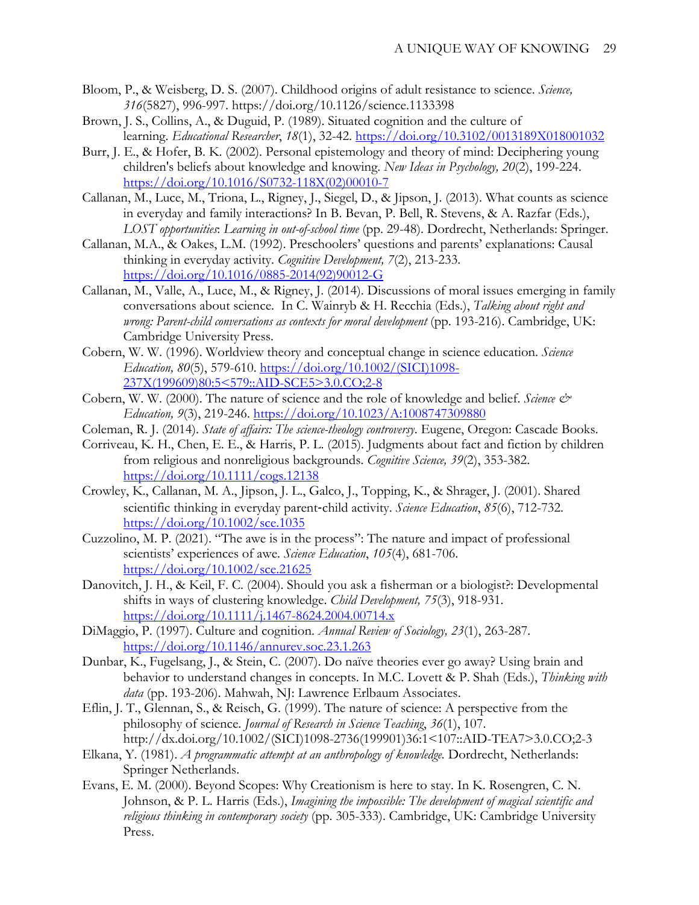Bloom, P., & Weisberg, D. S. (2007). Childhood origins of adult resistance to science. *Science, 316*(5827), 996-997. https://doi.org/10.1126/science.1133398

Brown, J. S., Collins, A., & Duguid, P. (1989). Situated cognition and the culture of learning. *Educational Researcher*, *18*(1), 32-42. https://doi.org/10.3102/0013189X018001032

Burr, J. E., & Hofer, B. K. (2002). Personal epistemology and theory of mind: Deciphering young children's beliefs about knowledge and knowing. *New Ideas in Psychology, 20*(2), 199-224. https://doi.org/10.1016/S0732-118X(02)00010-7

Callanan, M., Luce, M., Triona, L., Rigney, J., Siegel, D., & Jipson, J. (2013). What counts as science in everyday and family interactions? In B. Bevan, P. Bell, R. Stevens, & A. Razfar (Eds.), *LOST opportunities*: *Learning in out-of-school time* (pp. 29-48). Dordrecht, Netherlands: Springer.

Callanan, M.A., & Oakes, L.M. (1992). Preschoolers' questions and parents' explanations: Causal thinking in everyday activity. *Cognitive Development, 7*(2), 213-233. https://doi.org/10.1016/0885-2014(92)90012-G

Callanan, M., Valle, A., Luce, M., & Rigney, J. (2014). Discussions of moral issues emerging in family conversations about science. In C. Wainryb & H. Recchia (Eds.), *Talking about right and wrong: Parent-child conversations as contexts for moral development* (pp. 193-216). Cambridge, UK: Cambridge University Press.

Cobern, W. W. (1996). Worldview theory and conceptual change in science education. *Science Education, 80*(5), 579-610. https://doi.org/10.1002/(SICI)1098-237X(199609)80:5<579::AID-SCE5>3.0.CO;2-8

Cobern, W. W. (2000). The nature of science and the role of knowledge and belief. *Science & Education, 9*(3), 219-246. https://doi.org/10.1023/A:1008747309880

Coleman, R. J. (2014). *State of affairs: The science-theology controversy*. Eugene, Oregon: Cascade Books.

Corriveau, K. H., Chen, E. E., & Harris, P. L. (2015). Judgments about fact and fiction by children from religious and nonreligious backgrounds. *Cognitive Science, 39*(2), 353-382. https://doi.org/10.1111/cogs.12138

Crowley, K., Callanan, M. A., Jipson, J. L., Galco, J., Topping, K., & Shrager, J. (2001). Shared scientific thinking in everyday parent‐child activity. *Science Education*, *85*(6), 712-732. https://doi.org/10.1002/sce.1035

Cuzzolino, M. P. (2021). "The awe is in the process": The nature and impact of professional scientists' experiences of awe. *Science Education*, *105*(4), 681-706. https://doi.org/10.1002/sce.21625

Danovitch, J. H., & Keil, F. C. (2004). Should you ask a fisherman or a biologist?: Developmental shifts in ways of clustering knowledge. *Child Development, 75*(3), 918-931. https://doi.org/10.1111/j.1467-8624.2004.00714.x

DiMaggio, P. (1997). Culture and cognition. *Annual Review of Sociology, 23*(1), 263-287. https://doi.org/10.1146/annurev.soc.23.1.263

Dunbar, K., Fugelsang, J., & Stein, C. (2007). Do naïve theories ever go away? Using brain and behavior to understand changes in concepts. In M.C. Lovett & P. Shah (Eds.), *Thinking with data* (pp. 193-206). Mahwah, NJ: Lawrence Erlbaum Associates.

Eflin, J. T., Glennan, S., & Reisch, G. (1999). The nature of science: A perspective from the philosophy of science. *Journal of Research in Science Teaching*, *36*(1), 107. http://dx.doi.org/10.1002/(SICI)1098-2736(199901)36:1<107::AID-TEA7>3.0.CO;2-3

Elkana, Y. (1981). *A programmatic attempt at an anthropology of knowledge.* Dordrecht, Netherlands: Springer Netherlands.

Evans, E. M. (2000). Beyond Scopes: Why Creationism is here to stay. In K. Rosengren, C. N. Johnson, & P. L. Harris (Eds.), *Imagining the impossible: The development of magical scientific and religious thinking in contemporary society* (pp. 305-333). Cambridge, UK: Cambridge University Press.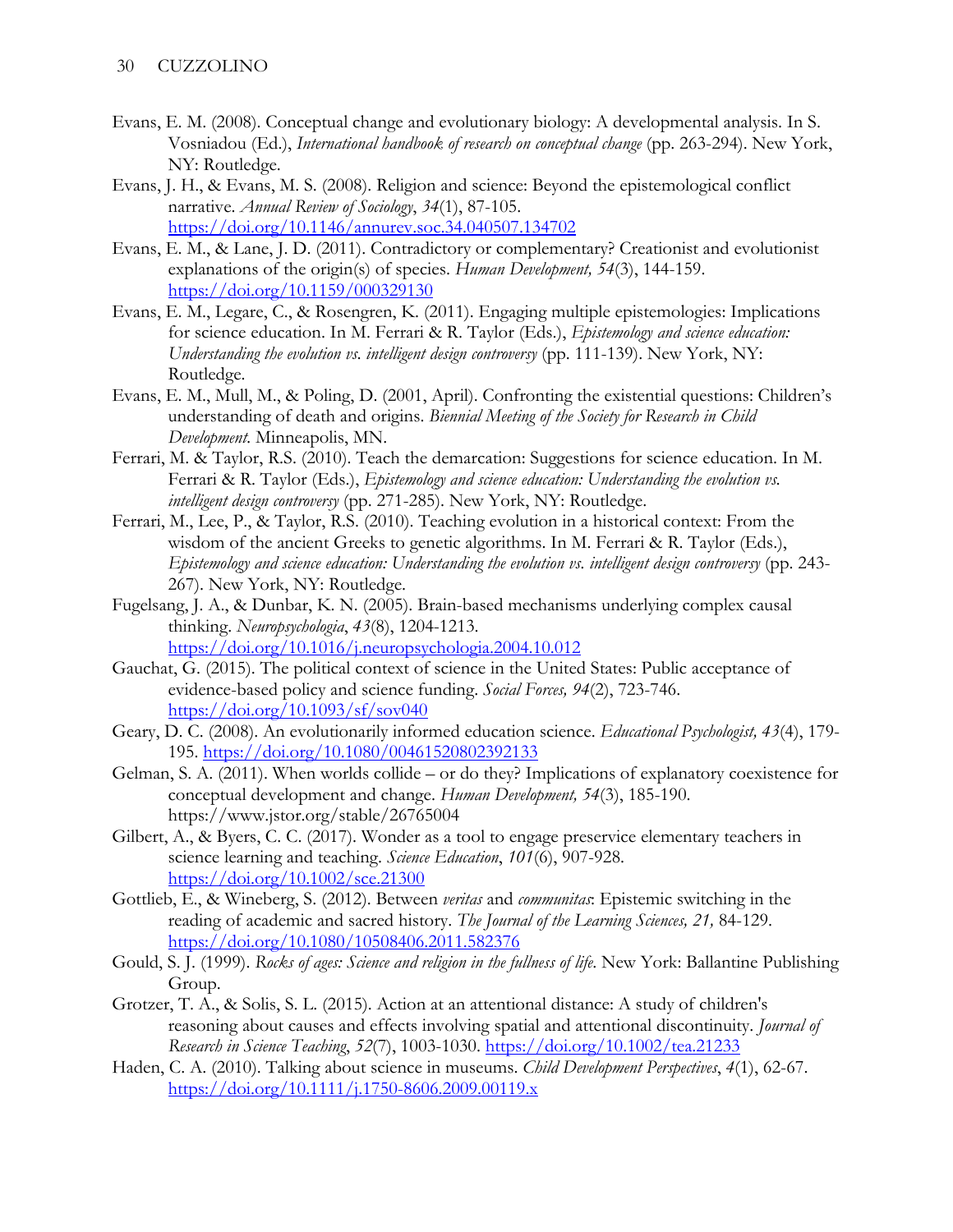Evans, E. M. (2008). Conceptual change and evolutionary biology: A developmental analysis. In S. Vosniadou (Ed.), *International handbook of research on conceptual change* (pp. 263-294). New York, NY: Routledge.

Evans, J. H., & Evans, M. S. (2008). Religion and science: Beyond the epistemological conflict narrative. *Annual Review of Sociology*, *34*(1), 87-105. https://doi.org/10.1146/annurev.soc.34.040507.134702

Evans, E. M., & Lane, J. D. (2011). Contradictory or complementary? Creationist and evolutionist explanations of the origin(s) of species. *Human Development, 54*(3), 144-159. https://doi.org/10.1159/000329130

Evans, E. M., Legare, C., & Rosengren, K. (2011). Engaging multiple epistemologies: Implications for science education. In M. Ferrari & R. Taylor (Eds.), *Epistemology and science education: Understanding the evolution vs. intelligent design controversy* (pp. 111-139). New York, NY: Routledge.

Evans, E. M., Mull, M., & Poling, D. (2001, April). Confronting the existential questions: Children's understanding of death and origins. *Biennial Meeting of the Society for Research in Child Development.* Minneapolis, MN.

Ferrari, M. & Taylor, R.S. (2010). Teach the demarcation: Suggestions for science education. In M. Ferrari & R. Taylor (Eds.), *Epistemology and science education: Understanding the evolution vs. intelligent design controversy* (pp. 271-285). New York, NY: Routledge.

Ferrari, M., Lee, P., & Taylor, R.S. (2010). Teaching evolution in a historical context: From the wisdom of the ancient Greeks to genetic algorithms. In M. Ferrari & R. Taylor (Eds.), *Epistemology and science education: Understanding the evolution vs. intelligent design controversy* (pp. 243-267). New York, NY: Routledge.

Fugelsang, J. A., & Dunbar, K. N. (2005). Brain-based mechanisms underlying complex causal thinking. *Neuropsychologia*, *43*(8), 1204-1213. https://doi.org/10.1016/j.neuropsychologia.2004.10.012

Gauchat, G. (2015). The political context of science in the United States: Public acceptance of evidence-based policy and science funding. *Social Forces, 94*(2), 723-746. https://doi.org/10.1093/sf/sov040

Geary, D. C. (2008). An evolutionarily informed education science. *Educational Psychologist, 43*(4), 179-195. https://doi.org/10.1080/00461520802392133

Gelman, S. A. (2011). When worlds collide – or do they? Implications of explanatory coexistence for conceptual development and change. *Human Development, 54*(3), 185-190. https://www.jstor.org/stable/26765004

Gilbert, A., & Byers, C. C. (2017). Wonder as a tool to engage preservice elementary teachers in science learning and teaching. *Science Education*, *101*(6), 907-928. https://doi.org/10.1002/sce.21300

Gottlieb, E., & Wineberg, S. (2012). Between *veritas* and *communitas*: Epistemic switching in the reading of academic and sacred history. *The Journal of the Learning Sciences, 21,* 84-129. https://doi.org/10.1080/10508406.2011.582376

Gould, S. J. (1999). *Rocks of ages: Science and religion in the fullness of life*. New York: Ballantine Publishing Group.

Grotzer, T. A., & Solis, S. L. (2015). Action at an attentional distance: A study of children's reasoning about causes and effects involving spatial and attentional discontinuity. *Journal of Research in Science Teaching*, *52*(7), 1003-1030. https://doi.org/10.1002/tea.21233

Haden, C. A. (2010). Talking about science in museums. *Child Development Perspectives*, *4*(1), 62-67. https://doi.org/10.1111/j.1750-8606.2009.00119.x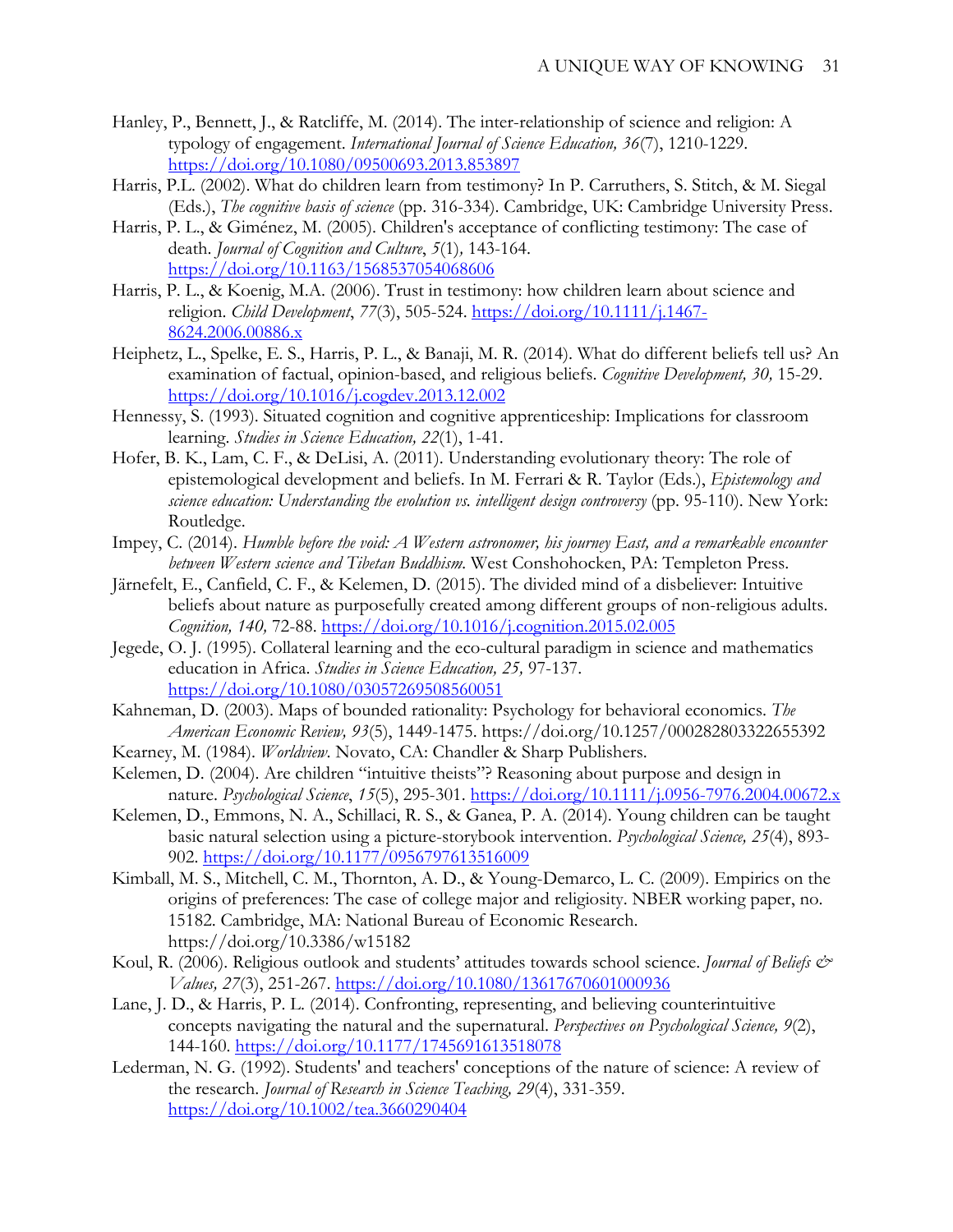Hanley, P., Bennett, J., & Ratcliffe, M. (2014). The inter-relationship of science and religion: A typology of engagement. *International Journal of Science Education, 36*(7), 1210-1229. https://doi.org/10.1080/09500693.2013.853897

Harris, P.L. (2002). What do children learn from testimony? In P. Carruthers, S. Stitch, & M. Siegal (Eds.), *The cognitive basis of science* (pp. 316-334). Cambridge, UK: Cambridge University Press.

Harris, P. L., & Giménez, M. (2005). Children's acceptance of conflicting testimony: The case of death. *Journal of Cognition and Culture*, *5*(1), 143-164. https://doi.org/10.1163/1568537054068606

Harris, P. L., & Koenig, M.A. (2006). Trust in testimony: how children learn about science and religion. *Child Development*, *77*(3), 505-524. https://doi.org/10.1111/j.1467-8624.2006.00886.x

Heiphetz, L., Spelke, E. S., Harris, P. L., & Banaji, M. R. (2014). What do different beliefs tell us? An examination of factual, opinion-based, and religious beliefs. *Cognitive Development, 30,* 15-29. https://doi.org/10.1016/j.cogdev.2013.12.002

Hennessy, S. (1993). Situated cognition and cognitive apprenticeship: Implications for classroom learning. *Studies in Science Education, 22*(1), 1-41.

Hofer, B. K., Lam, C. F., & DeLisi, A. (2011). Understanding evolutionary theory: The role of epistemological development and beliefs. In M. Ferrari & R. Taylor (Eds.), *Epistemology and science education: Understanding the evolution vs. intelligent design controversy* (pp. 95-110). New York: Routledge.

Impey, C. (2014). *Humble before the void: A Western astronomer, his journey East, and a remarkable encounter between Western science and Tibetan Buddhism.* West Conshohocken, PA: Templeton Press.

Järnefelt, E., Canfield, C. F., & Kelemen, D. (2015). The divided mind of a disbeliever: Intuitive beliefs about nature as purposefully created among different groups of non-religious adults. *Cognition, 140,* 72-88. https://doi.org/10.1016/j.cognition.2015.02.005

Jegede, O. J. (1995). Collateral learning and the eco-cultural paradigm in science and mathematics education in Africa. *Studies in Science Education, 25,* 97-137. https://doi.org/10.1080/03057269508560051

Kahneman, D. (2003). Maps of bounded rationality: Psychology for behavioral economics. *The American Economic Review, 93*(5), 1449-1475. https://doi.org/10.1257/000282803322655392

Kearney, M. (1984). *Worldview*. Novato, CA: Chandler & Sharp Publishers.

Kelemen, D. (2004). Are children "intuitive theists"? Reasoning about purpose and design in nature. *Psychological Science*, *15*(5), 295-301. https://doi.org/10.1111/j.0956-7976.2004.00672.x

Kelemen, D., Emmons, N. A., Schillaci, R. S., & Ganea, P. A. (2014). Young children can be taught basic natural selection using a picture-storybook intervention. *Psychological Science, 25*(4), 893-902. https://doi.org/10.1177/0956797613516009

Kimball, M. S., Mitchell, C. M., Thornton, A. D., & Young-Demarco, L. C. (2009). Empirics on the origins of preferences: The case of college major and religiosity. NBER working paper, no. 15182. Cambridge, MA: National Bureau of Economic Research. https://doi.org/10.3386/w15182

Koul, R. (2006). Religious outlook and students' attitudes towards school science. *Journal of Beliefs & Values, 27*(3), 251-267. https://doi.org/10.1080/13617670601000936

Lane, J. D., & Harris, P. L. (2014). Confronting, representing, and believing counterintuitive concepts navigating the natural and the supernatural. *Perspectives on Psychological Science, 9*(2), 144-160. https://doi.org/10.1177/1745691613518078

Lederman, N. G. (1992). Students' and teachers' conceptions of the nature of science: A review of the research. *Journal of Research in Science Teaching, 29*(4), 331-359. https://doi.org/10.1002/tea.3660290404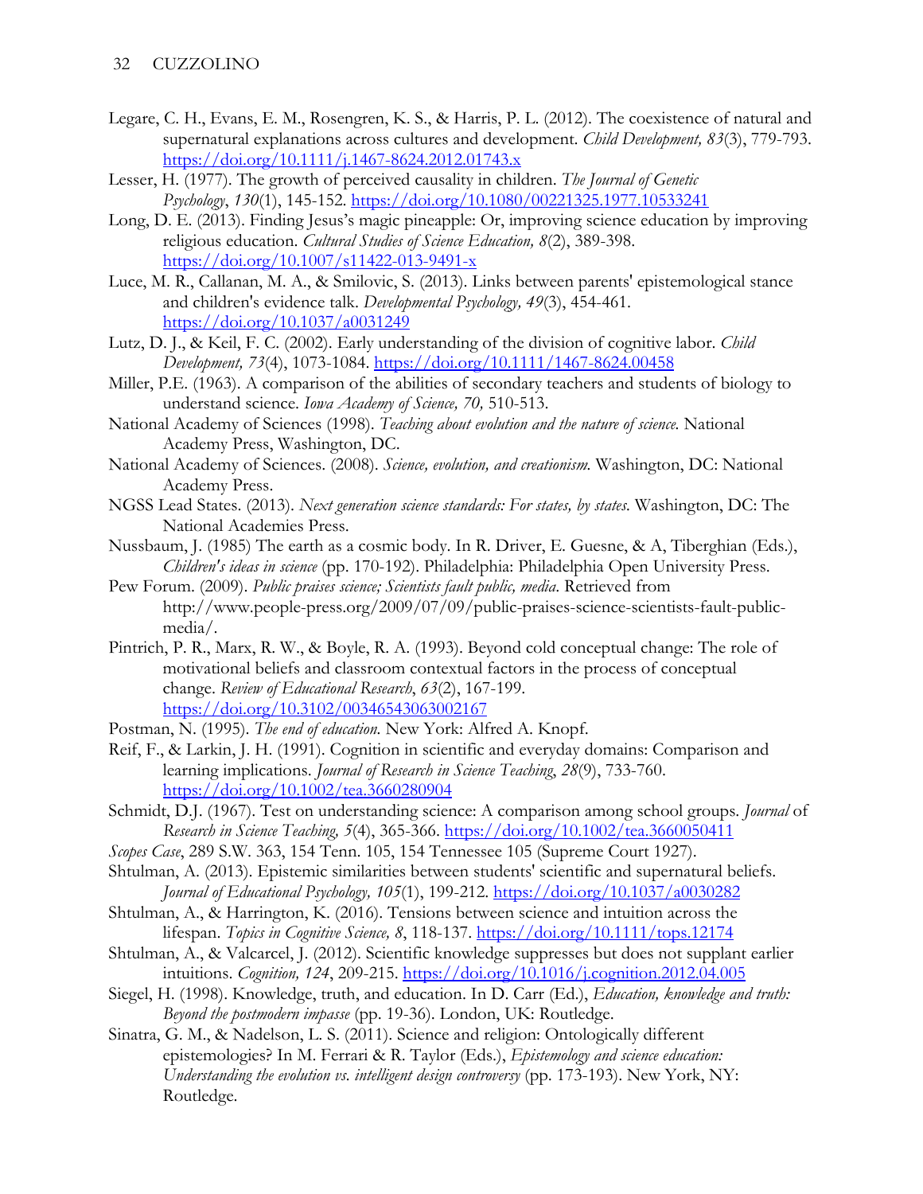Legare, C. H., Evans, E. M., Rosengren, K. S., & Harris, P. L. (2012). The coexistence of natural and supernatural explanations across cultures and development. *Child Development, 83*(3), 779-793. https://doi.org/10.1111/j.1467-8624.2012.01743.x

Lesser, H. (1977). The growth of perceived causality in children. *The Journal of Genetic Psychology*, *130*(1), 145-152. https://doi.org/10.1080/00221325.1977.10533241

Long, D. E. (2013). Finding Jesus's magic pineapple: Or, improving science education by improving religious education. *Cultural Studies of Science Education, 8*(2), 389-398. https://doi.org/10.1007/s11422-013-9491-x

Luce, M. R., Callanan, M. A., & Smilovic, S. (2013). Links between parents' epistemological stance and children's evidence talk. *Developmental Psychology, 49*(3), 454-461. https://doi.org/10.1037/a0031249

Lutz, D. J., & Keil, F. C. (2002). Early understanding of the division of cognitive labor. *Child Development, 73*(4), 1073-1084. https://doi.org/10.1111/1467-8624.00458

Miller, P.E. (1963). A comparison of the abilities of secondary teachers and students of biology to understand science. *Iowa Academy of Science, 70,* 510-513.

National Academy of Sciences (1998). *Teaching about evolution and the nature of science.* National Academy Press, Washington, DC.

National Academy of Sciences. (2008). *Science, evolution, and creationism.* Washington, DC: National Academy Press.

NGSS Lead States. (2013). *Next generation science standards: For states, by states.* Washington, DC: The National Academies Press.

Nussbaum, J. (1985) The earth as a cosmic body. In R. Driver, E. Guesne, & A, Tiberghian (Eds.), *Children's ideas in science* (pp. 170-192). Philadelphia: Philadelphia Open University Press.

Pew Forum. (2009). *Public praises science; Scientists fault public, media.* Retrieved from http://www.people-press.org/2009/07/09/public-praises-science-scientists-fault-public-media/.

Pintrich, P. R., Marx, R. W., & Boyle, R. A. (1993). Beyond cold conceptual change: The role of motivational beliefs and classroom contextual factors in the process of conceptual change. *Review of Educational Research*, *63*(2), 167-199. https://doi.org/10.3102/00346543063002167

Postman, N. (1995). *The end of education.* New York: Alfred A. Knopf.

Reif, F., & Larkin, J. H. (1991). Cognition in scientific and everyday domains: Comparison and learning implications. *Journal of Research in Science Teaching*, *28*(9), 733-760. https://doi.org/10.1002/tea.3660280904

Schmidt, D.J. (1967). Test on understanding science: A comparison among school groups. *Journal* of *Research in Science Teaching, 5*(4), 365-366. https://doi.org/10.1002/tea.3660050411

*Scopes Case*, 289 S.W. 363, 154 Tenn. 105, 154 Tennessee 105 (Supreme Court 1927).

Shtulman, A. (2013). Epistemic similarities between students' scientific and supernatural beliefs. *Journal of Educational Psychology, 105*(1), 199-212. https://doi.org/10.1037/a0030282

Shtulman, A., & Harrington, K. (2016). Tensions between science and intuition across the lifespan. *Topics in Cognitive Science, 8*, 118-137. https://doi.org/10.1111/tops.12174

Shtulman, A., & Valcarcel, J. (2012). Scientific knowledge suppresses but does not supplant earlier intuitions. *Cognition, 124*, 209-215. https://doi.org/10.1016/j.cognition.2012.04.005

Siegel, H. (1998). Knowledge, truth, and education. In D. Carr (Ed.), *Education, knowledge and truth: Beyond the postmodern impasse* (pp. 19-36). London, UK: Routledge.

Sinatra, G. M., & Nadelson, L. S. (2011). Science and religion: Ontologically different epistemologies? In M. Ferrari & R. Taylor (Eds.), *Epistemology and science education: Understanding the evolution vs. intelligent design controversy* (pp. 173-193). New York, NY: Routledge.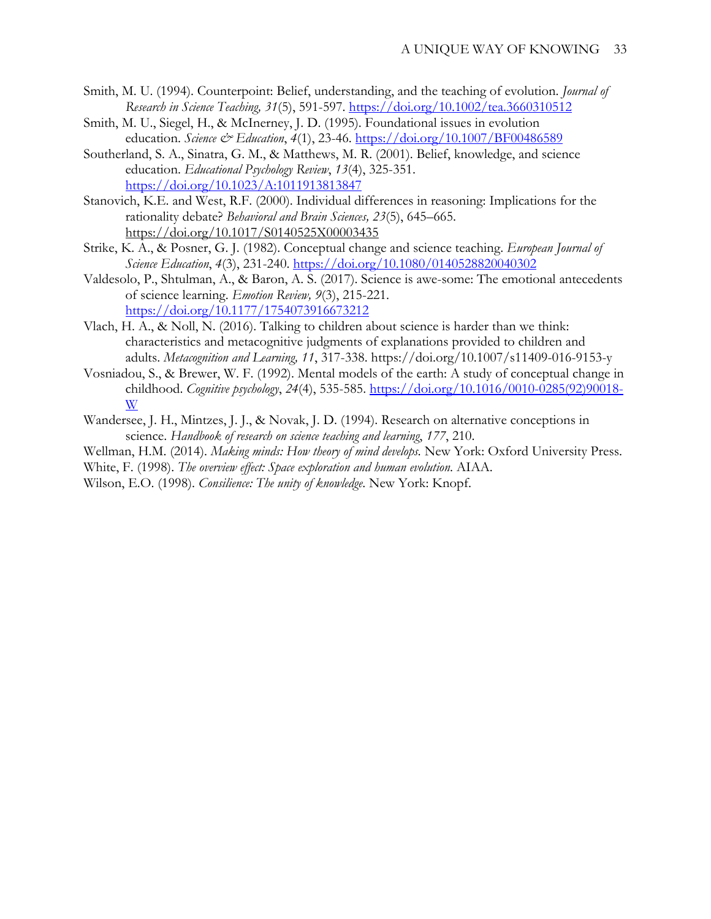Smith, M. U. (1994). Counterpoint: Belief, understanding, and the teaching of evolution. *Journal of Research in Science Teaching, 31*(5), 591-597. https://doi.org/10.1002/tea.3660310512

Smith, M. U., Siegel, H., & McInerney, J. D. (1995). Foundational issues in evolution education. *Science & Education*, *4*(1), 23-46. https://doi.org/10.1007/BF00486589

Southerland, S. A., Sinatra, G. M., & Matthews, M. R. (2001). Belief, knowledge, and science education. *Educational Psychology Review*, *13*(4), 325-351. https://doi.org/10.1023/A:1011913813847

Stanovich, K.E. and West, R.F. (2000). Individual differences in reasoning: Implications for the rationality debate? *Behavioral and Brain Sciences, 23*(5), 645–665. https://doi.org/10.1017/S0140525X00003435

Strike, K. A., & Posner, G. J. (1982). Conceptual change and science teaching. *European Journal of Science Education*, *4*(3), 231-240. https://doi.org/10.1080/0140528820040302

Valdesolo, P., Shtulman, A., & Baron, A. S. (2017). Science is awe-some: The emotional antecedents of science learning. *Emotion Review, 9*(3), 215-221. https://doi.org/10.1177/1754073916673212

Vlach, H. A., & Noll, N. (2016). Talking to children about science is harder than we think: characteristics and metacognitive judgments of explanations provided to children and adults. *Metacognition and Learning, 11*, 317-338. https://doi.org/10.1007/s11409-016-9153-y

Vosniadou, S., & Brewer, W. F. (1992). Mental models of the earth: A study of conceptual change in childhood. *Cognitive psychology*, *24*(4), 535-585. https://doi.org/10.1016/0010-0285(92)90018-W

Wandersee, J. H., Mintzes, J. J., & Novak, J. D. (1994). Research on alternative conceptions in science. *Handbook of research on science teaching and learning*, *177*, 210.

Wellman, H.M. (2014). *Making minds: How theory of mind develops.* New York: Oxford University Press.

White, F. (1998). *The overview effect: Space exploration and human evolution.* AIAA.

Wilson, E.O. (1998). *Consilience: The unity of knowledge.* New York: Knopf.